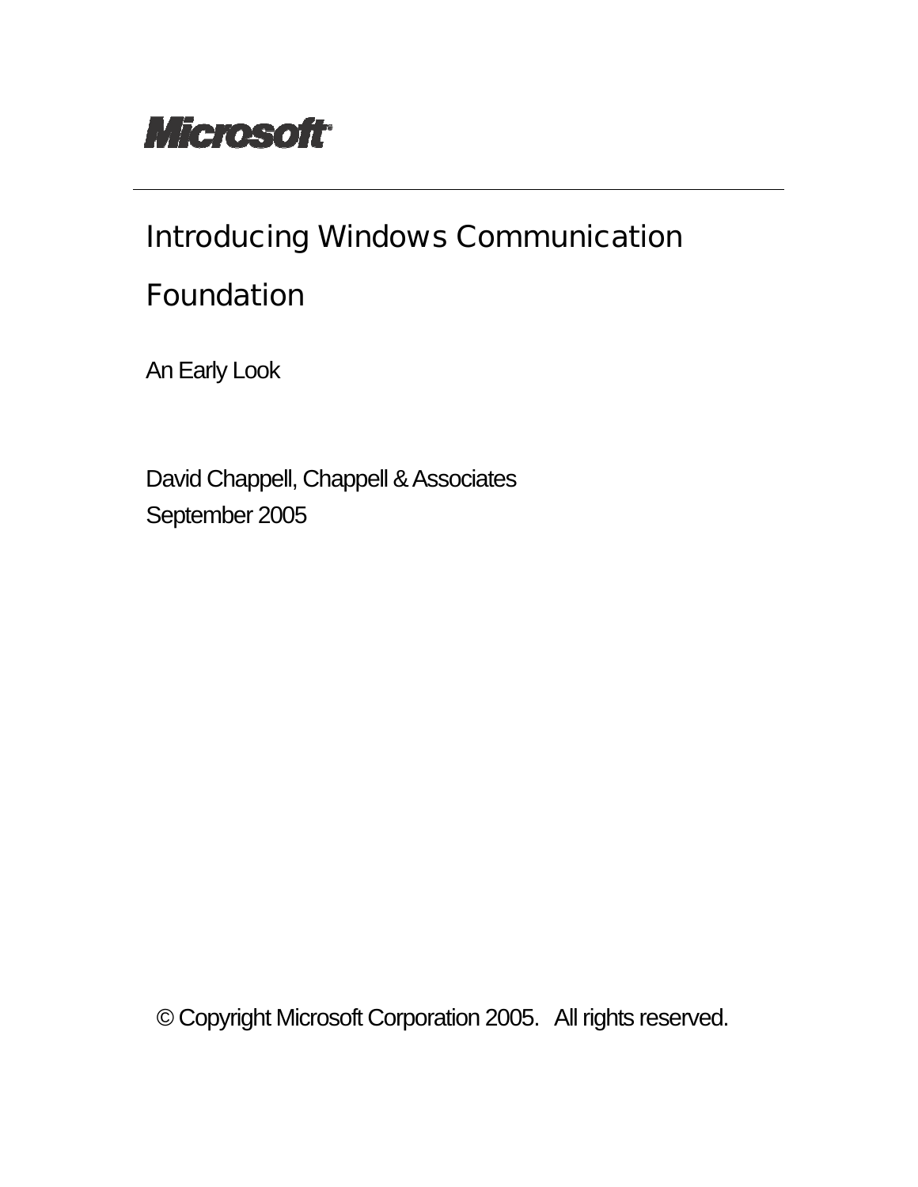Microsoft

# Introducing Windows Communication Foundation

An Early Look

David Chappell, Chappell & Associates
September 2005

© Copyright Microsoft Corporation 2005. All rights reserved.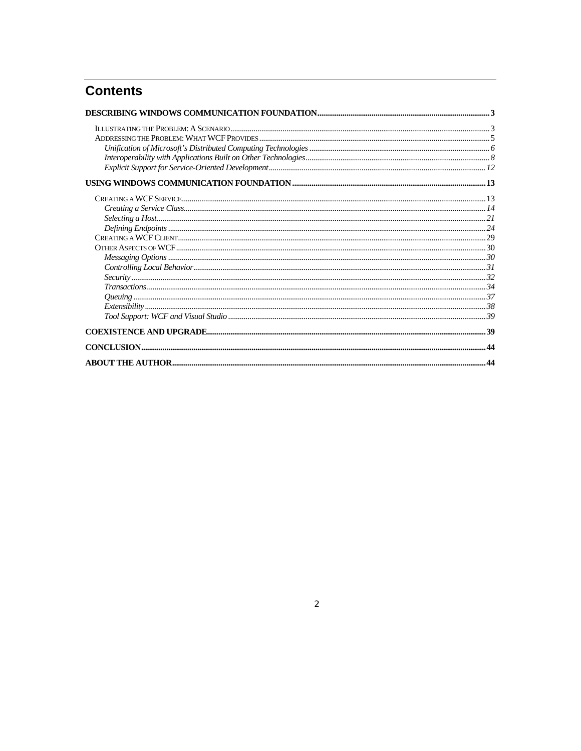# Contents

**DESCRIBING WINDOWS COMMUNICATION FOUNDATION** ..... **3**

- Illustrating the Problem: A Scenario ..... 3
- Addressing the Problem: What WCF Provides ..... 5
  - *Unification of Microsoft's Distributed Computing Technologies* ..... *6*
  - *Interoperability with Applications Built on Other Technologies* ..... *8*
  - *Explicit Support for Service-Oriented Development* ..... *12*

**USING WINDOWS COMMUNICATION FOUNDATION** ..... **13**

- Creating a WCF Service ..... 13
  - *Creating a Service Class* ..... *14*
  - *Selecting a Host* ..... *21*
  - *Defining Endpoints* ..... *24*
- Creating a WCF Client ..... 29
- Other Aspects of WCF ..... 30
  - *Messaging Options* ..... *30*
  - *Controlling Local Behavior* ..... *31*
  - *Security* ..... *32*
  - *Transactions* ..... *34*
  - *Queuing* ..... *37*
  - *Extensibility* ..... *38*
  - *Tool Support: WCF and Visual Studio* ..... *39*

**COEXISTENCE AND UPGRADE** ..... **39**

**CONCLUSION** ..... **44**

**ABOUT THE AUTHOR** ..... **44**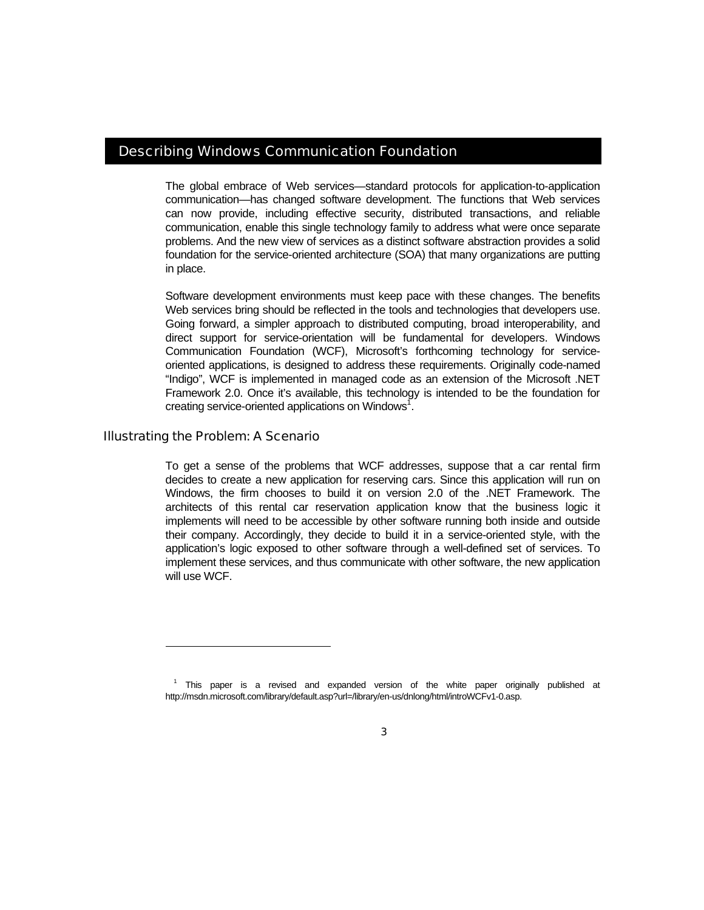# Describing Windows Communication Foundation

The global embrace of Web services—standard protocols for application-to-application communication—has changed software development. The functions that Web services can now provide, including effective security, distributed transactions, and reliable communication, enable this single technology family to address what were once separate problems. And the new view of services as a distinct software abstraction provides a solid foundation for the service-oriented architecture (SOA) that many organizations are putting in place.

Software development environments must keep pace with these changes. The benefits Web services bring should be reflected in the tools and technologies that developers use. Going forward, a simpler approach to distributed computing, broad interoperability, and direct support for service-orientation will be fundamental for developers. Windows Communication Foundation (WCF), Microsoft's forthcoming technology for service-oriented applications, is designed to address these requirements. Originally code-named "Indigo", WCF is implemented in managed code as an extension of the Microsoft .NET Framework 2.0. Once it's available, this technology is intended to be the foundation for creating service-oriented applications on Windows[1].

## Illustrating the Problem: A Scenario

To get a sense of the problems that WCF addresses, suppose that a car rental firm decides to create a new application for reserving cars. Since this application will run on Windows, the firm chooses to build it on version 2.0 of the .NET Framework. The architects of this rental car reservation application know that the business logic it implements will need to be accessible by other software running both inside and outside their company. Accordingly, they decide to build it in a service-oriented style, with the application's logic exposed to other software through a well-defined set of services. To implement these services, and thus communicate with other software, the new application will use WCF.

---

[1] This paper is a revised and expanded version of the white paper originally published at http://msdn.microsoft.com/library/default.asp?url=/library/en-us/dnlong/html/introWCFv1-0.asp.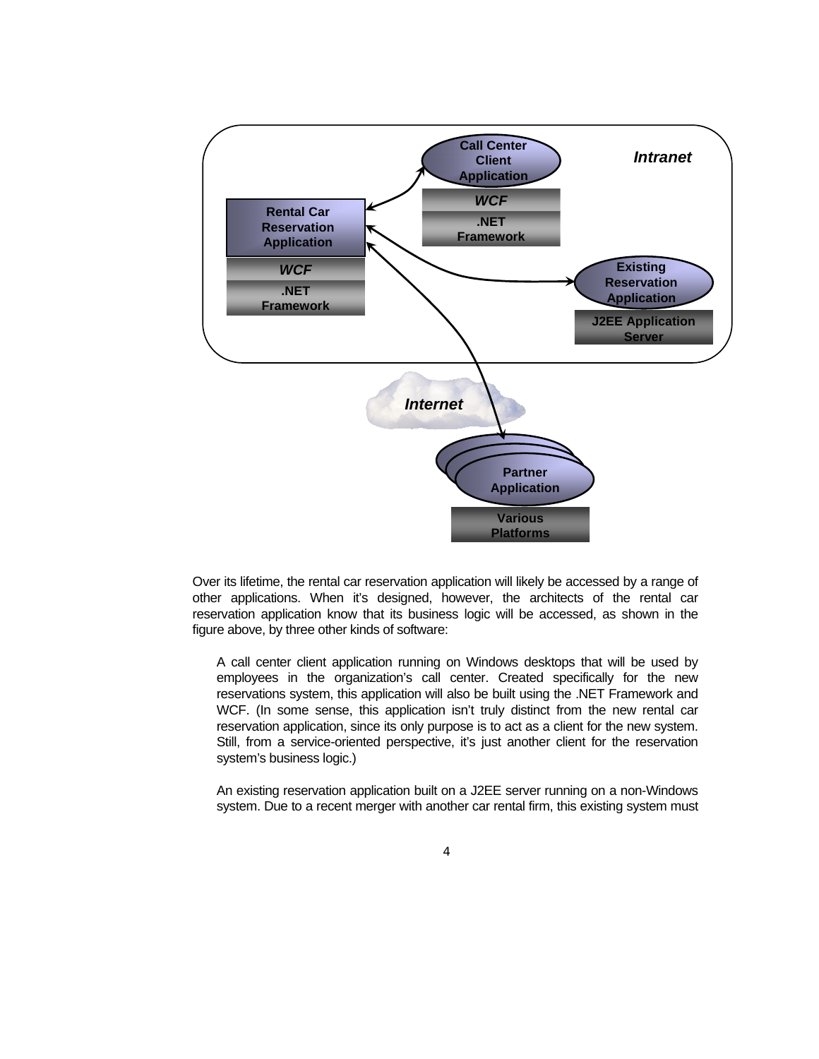Over its lifetime, the rental car reservation application will likely be accessed by a range of other applications. When it's designed, however, the architects of the rental car reservation application know that its business logic will be accessed, as shown in the figure above, by three other kinds of software:

- A call center client application running on Windows desktops that will be used by employees in the organization's call center. Created specifically for the new reservations system, this application will also be built using the .NET Framework and WCF. (In some sense, this application isn't truly distinct from the new rental car reservation application, since its only purpose is to act as a client for the new system. Still, from a service-oriented perspective, it's just another client for the reservation system's business logic.)

- An existing reservation application built on a J2EE server running on a non-Windows system. Due to a recent merger with another car rental firm, this existing system must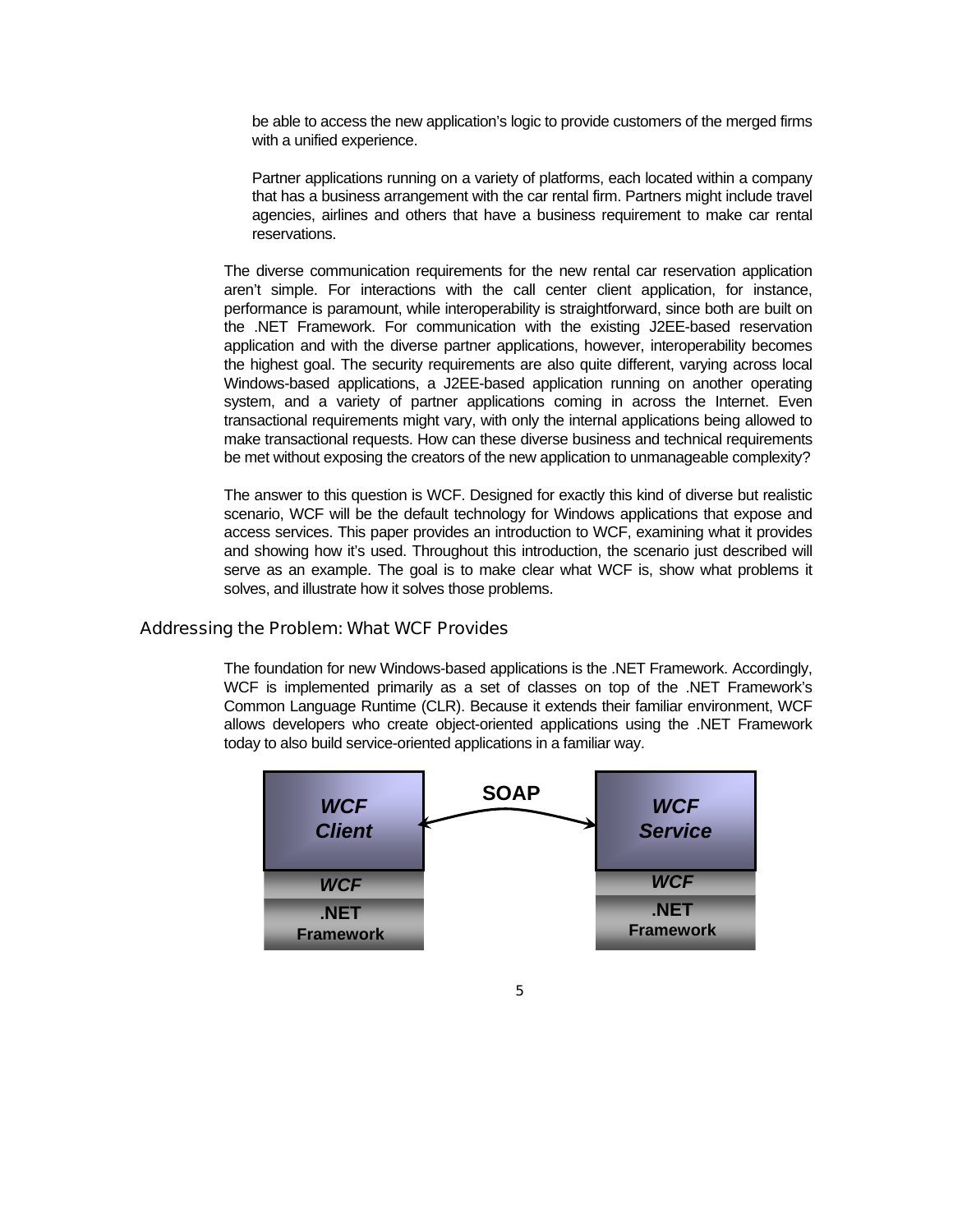be able to access the new application's logic to provide customers of the merged firms with a unified experience.

Partner applications running on a variety of platforms, each located within a company that has a business arrangement with the car rental firm. Partners might include travel agencies, airlines and others that have a business requirement to make car rental reservations.

The diverse communication requirements for the new rental car reservation application aren't simple. For interactions with the call center client application, for instance, performance is paramount, while interoperability is straightforward, since both are built on the .NET Framework. For communication with the existing J2EE-based reservation application and with the diverse partner applications, however, interoperability becomes the highest goal. The security requirements are also quite different, varying across local Windows-based applications, a J2EE-based application running on another operating system, and a variety of partner applications coming in across the Internet. Even transactional requirements might vary, with only the internal applications being allowed to make transactional requests. How can these diverse business and technical requirements be met without exposing the creators of the new application to unmanageable complexity?

The answer to this question is WCF. Designed for exactly this kind of diverse but realistic scenario, WCF will be the default technology for Windows applications that expose and access services. This paper provides an introduction to WCF, examining what it provides and showing how it's used. Throughout this introduction, the scenario just described will serve as an example. The goal is to make clear what WCF is, show what problems it solves, and illustrate how it solves those problems.

## Addressing the Problem: What WCF Provides

The foundation for new Windows-based applications is the .NET Framework. Accordingly, WCF is implemented primarily as a set of classes on top of the .NET Framework's Common Language Runtime (CLR). Because it extends their familiar environment, WCF allows developers who create object-oriented applications using the .NET Framework today to also build service-oriented applications in a familiar way.

*WCF Client* | *WCF* | **.NET Framework** ⟷ **SOAP** ⟷ *WCF Service* | *WCF* | **.NET Framework**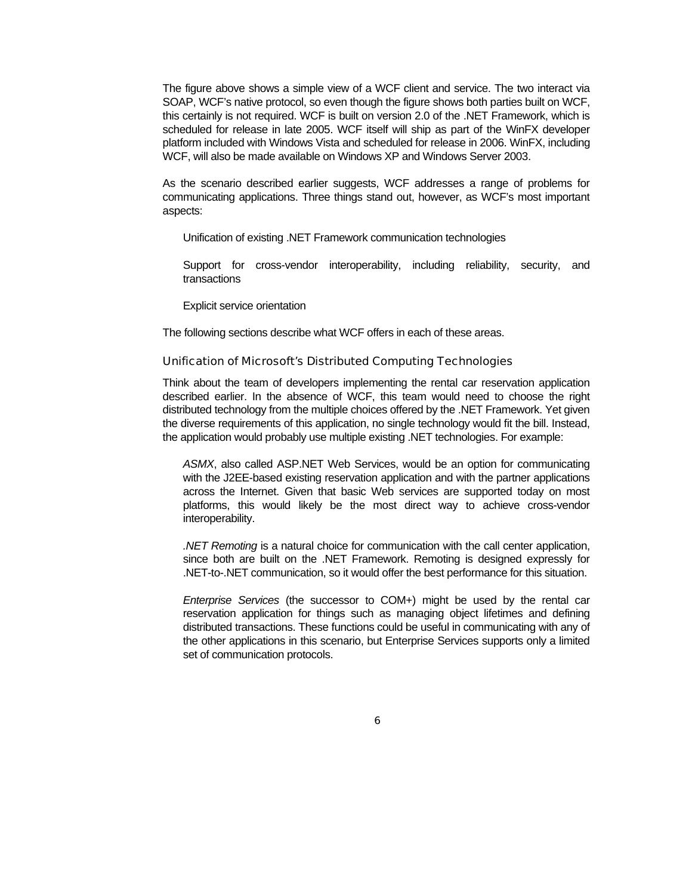The figure above shows a simple view of a WCF client and service. The two interact via SOAP, WCF's native protocol, so even though the figure shows both parties built on WCF, this certainly is not required. WCF is built on version 2.0 of the .NET Framework, which is scheduled for release in late 2005. WCF itself will ship as part of the WinFX developer platform included with Windows Vista and scheduled for release in 2006. WinFX, including WCF, will also be made available on Windows XP and Windows Server 2003.

As the scenario described earlier suggests, WCF addresses a range of problems for communicating applications. Three things stand out, however, as WCF's most important aspects:

- Unification of existing .NET Framework communication technologies
- Support for cross-vendor interoperability, including reliability, security, and transactions
- Explicit service orientation

The following sections describe what WCF offers in each of these areas.

### Unification of Microsoft's Distributed Computing Technologies

Think about the team of developers implementing the rental car reservation application described earlier. In the absence of WCF, this team would need to choose the right distributed technology from the multiple choices offered by the .NET Framework. Yet given the diverse requirements of this application, no single technology would fit the bill. Instead, the application would probably use multiple existing .NET technologies. For example:

- *ASMX*, also called ASP.NET Web Services, would be an option for communicating with the J2EE-based existing reservation application and with the partner applications across the Internet. Given that basic Web services are supported today on most platforms, this would likely be the most direct way to achieve cross-vendor interoperability.
- *.NET Remoting* is a natural choice for communication with the call center application, since both are built on the .NET Framework. Remoting is designed expressly for .NET-to-.NET communication, so it would offer the best performance for this situation.
- *Enterprise Services* (the successor to COM+) might be used by the rental car reservation application for things such as managing object lifetimes and defining distributed transactions. These functions could be useful in communicating with any of the other applications in this scenario, but Enterprise Services supports only a limited set of communication protocols.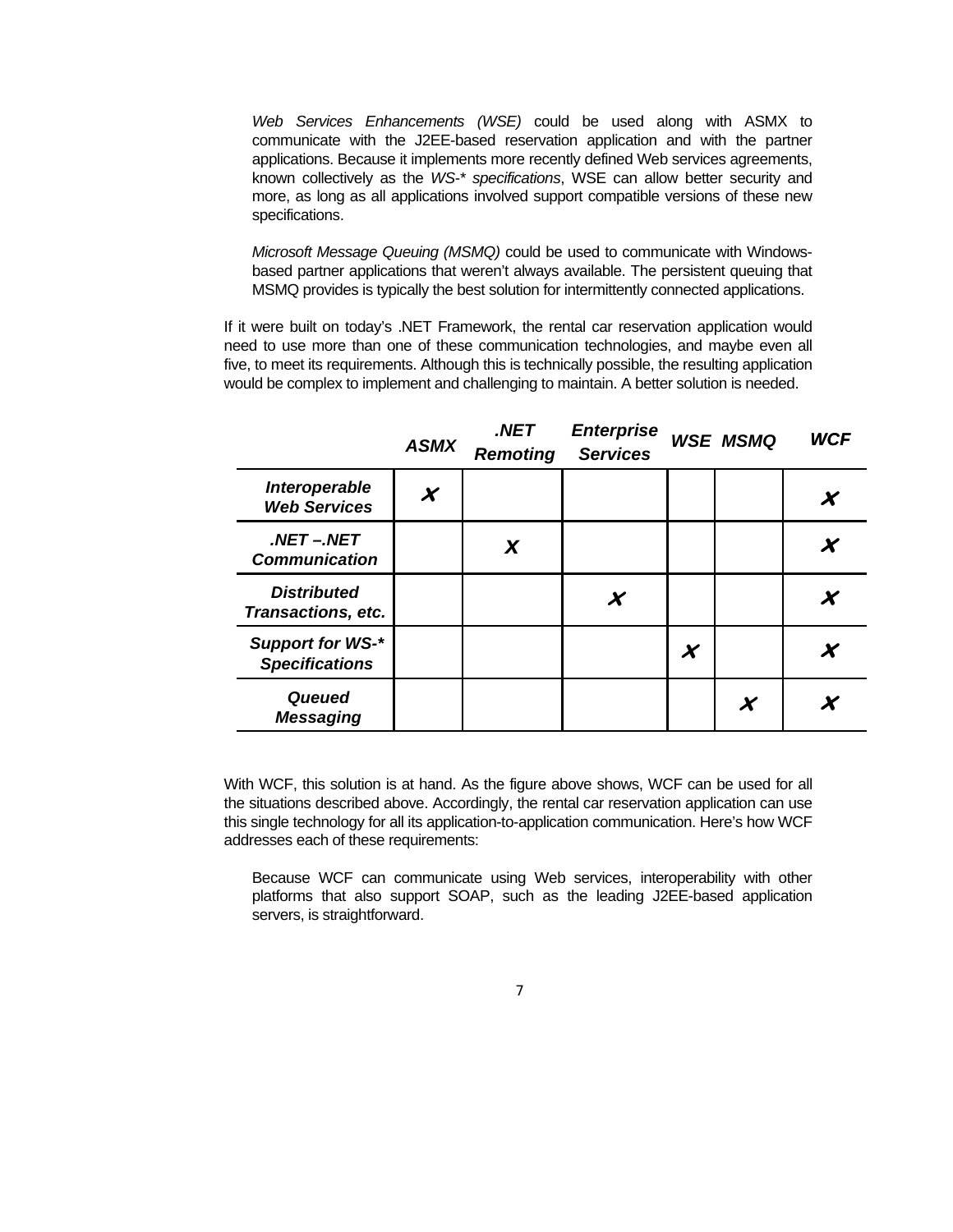*Web Services Enhancements (WSE)* could be used along with ASMX to communicate with the J2EE-based reservation application and with the partner applications. Because it implements more recently defined Web services agreements, known collectively as the *WS-\* specifications*, WSE can allow better security and more, as long as all applications involved support compatible versions of these new specifications.

*Microsoft Message Queuing (MSMQ)* could be used to communicate with Windows-based partner applications that weren't always available. The persistent queuing that MSMQ provides is typically the best solution for intermittently connected applications.

If it were built on today's .NET Framework, the rental car reservation application would need to use more than one of these communication technologies, and maybe even all five, to meet its requirements. Although this is technically possible, the resulting application would be complex to implement and challenging to maintain. A better solution is needed.

| | ***ASMX*** | ***.NET Remoting*** | ***Enterprise Services*** | ***WSE*** | ***MSMQ*** | ***WCF*** |
|---|---|---|---|---|---|---|
| ***Interoperable Web Services*** | ✗ | | | | | ✗ |
| ***.NET –.NET Communication*** | | X | | | | ✗ |
| ***Distributed Transactions, etc.*** | | | ✗ | | | ✗ |
| ***Support for WS-\* Specifications*** | | | | ✗ | | ✗ |
| ***Queued Messaging*** | | | | | ✗ | ✗ |

With WCF, this solution is at hand. As the figure above shows, WCF can be used for all the situations described above. Accordingly, the rental car reservation application can use this single technology for all its application-to-application communication. Here's how WCF addresses each of these requirements:

Because WCF can communicate using Web services, interoperability with other platforms that also support SOAP, such as the leading J2EE-based application servers, is straightforward.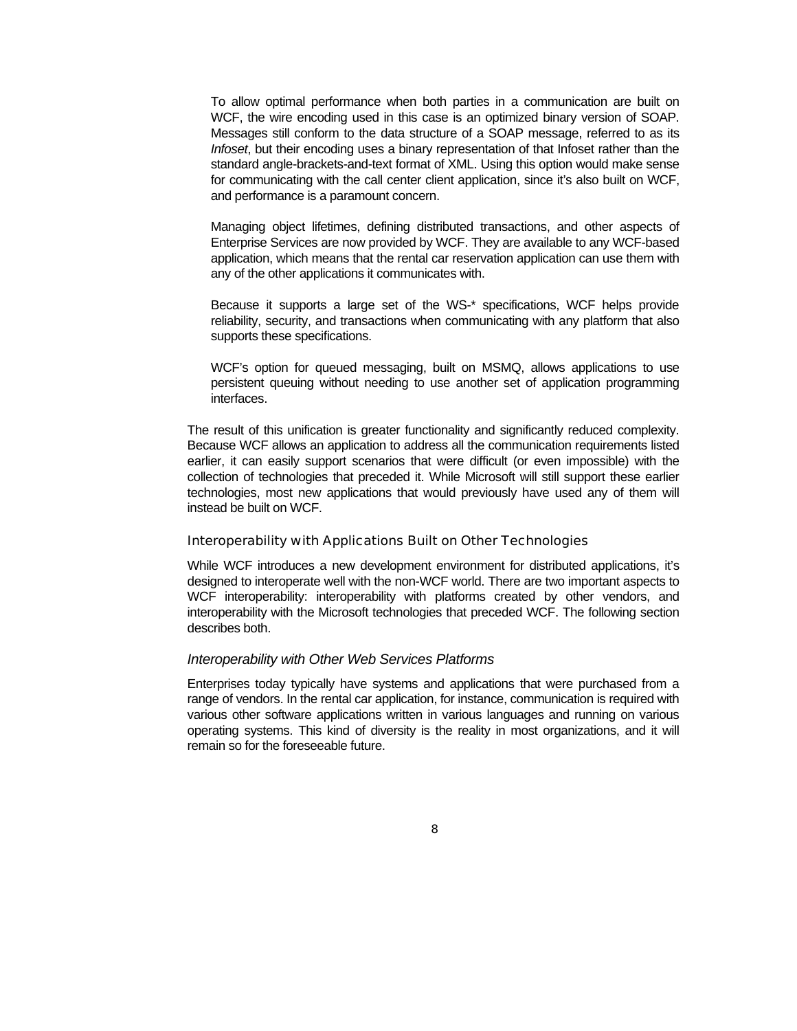To allow optimal performance when both parties in a communication are built on WCF, the wire encoding used in this case is an optimized binary version of SOAP. Messages still conform to the data structure of a SOAP message, referred to as its *Infoset*, but their encoding uses a binary representation of that Infoset rather than the standard angle-brackets-and-text format of XML. Using this option would make sense for communicating with the call center client application, since it's also built on WCF, and performance is a paramount concern.

Managing object lifetimes, defining distributed transactions, and other aspects of Enterprise Services are now provided by WCF. They are available to any WCF-based application, which means that the rental car reservation application can use them with any of the other applications it communicates with.

Because it supports a large set of the WS-* specifications, WCF helps provide reliability, security, and transactions when communicating with any platform that also supports these specifications.

WCF's option for queued messaging, built on MSMQ, allows applications to use persistent queuing without needing to use another set of application programming interfaces.

The result of this unification is greater functionality and significantly reduced complexity. Because WCF allows an application to address all the communication requirements listed earlier, it can easily support scenarios that were difficult (or even impossible) with the collection of technologies that preceded it. While Microsoft will still support these earlier technologies, most new applications that would previously have used any of them will instead be built on WCF.

### Interoperability with Applications Built on Other Technologies

While WCF introduces a new development environment for distributed applications, it's designed to interoperate well with the non-WCF world. There are two important aspects to WCF interoperability: interoperability with platforms created by other vendors, and interoperability with the Microsoft technologies that preceded WCF. The following section describes both.

#### *Interoperability with Other Web Services Platforms*

Enterprises today typically have systems and applications that were purchased from a range of vendors. In the rental car application, for instance, communication is required with various other software applications written in various languages and running on various operating systems. This kind of diversity is the reality in most organizations, and it will remain so for the foreseeable future.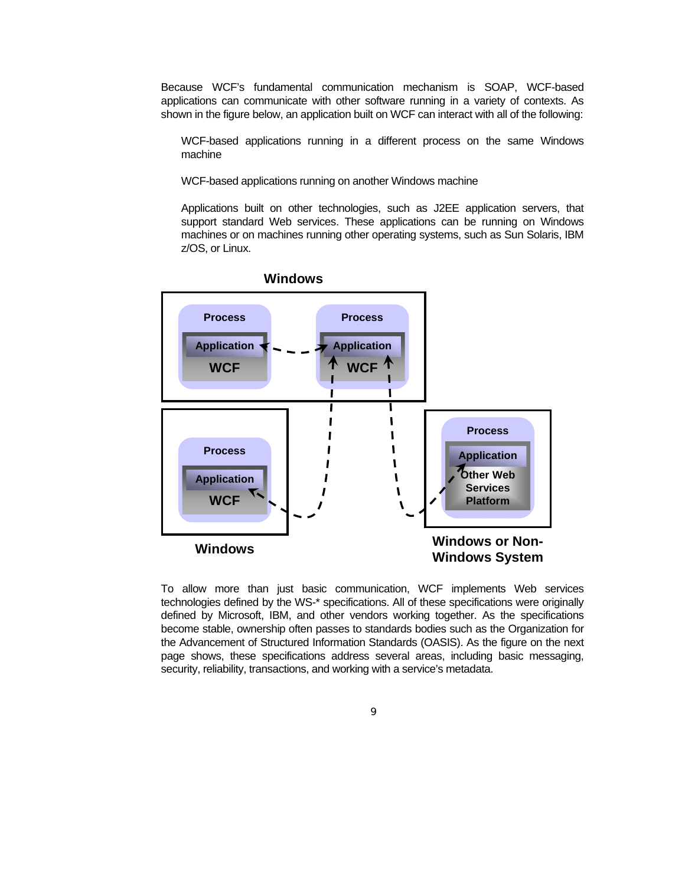Because WCF's fundamental communication mechanism is SOAP, WCF-based applications can communicate with other software running in a variety of contexts. As shown in the figure below, an application built on WCF can interact with all of the following:

- WCF-based applications running in a different process on the same Windows machine

- WCF-based applications running on another Windows machine

- Applications built on other technologies, such as J2EE application servers, that support standard Web services. These applications can be running on Windows machines or on machines running other operating systems, such as Sun Solaris, IBM z/OS, or Linux.

To allow more than just basic communication, WCF implements Web services technologies defined by the WS-* specifications. All of these specifications were originally defined by Microsoft, IBM, and other vendors working together. As the specifications become stable, ownership often passes to standards bodies such as the Organization for the Advancement of Structured Information Standards (OASIS). As the figure on the next page shows, these specifications address several areas, including basic messaging, security, reliability, transactions, and working with a service's metadata.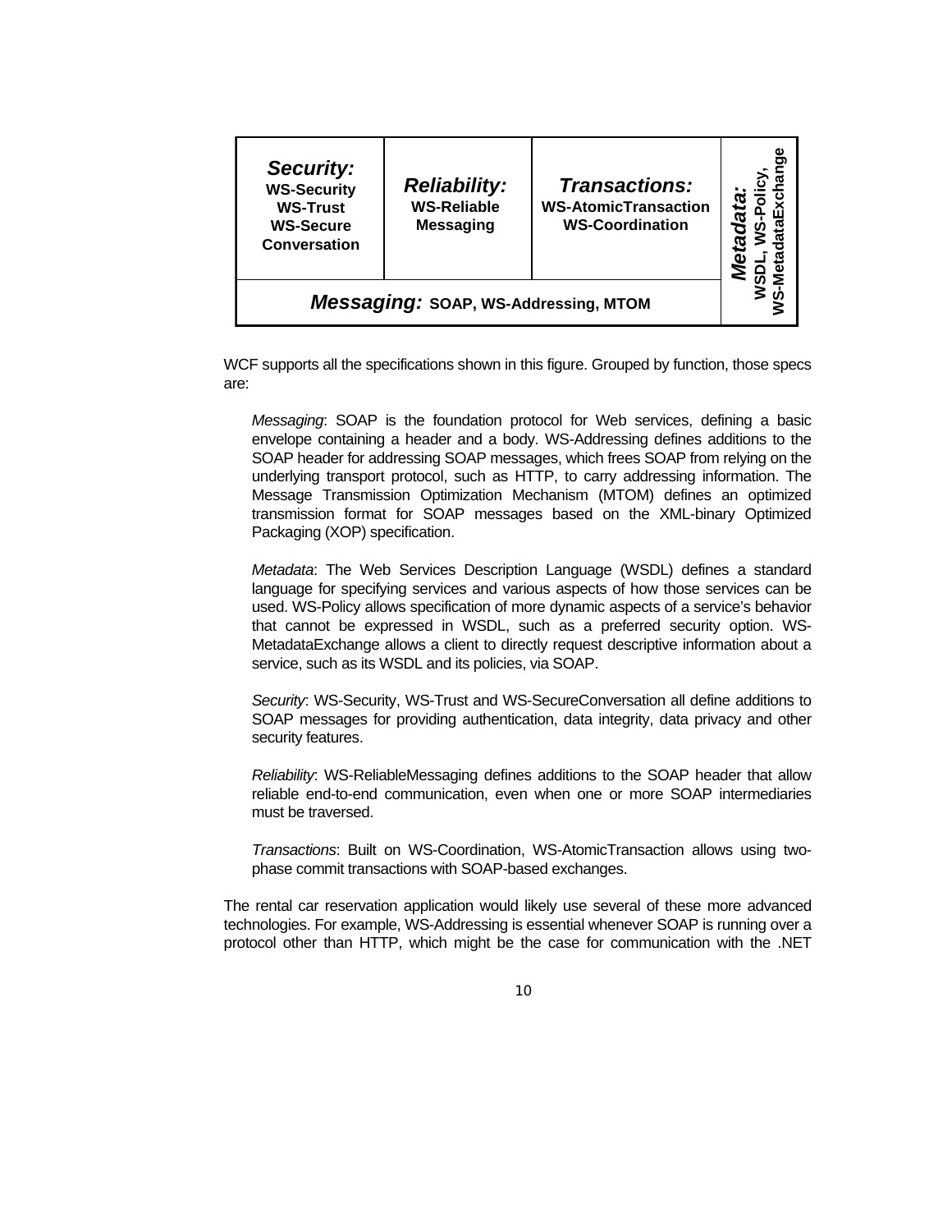| ***Security:*** **WS-Security WS-Trust WS-Secure Conversation** | ***Reliability:*** **WS-Reliable Messaging** | ***Transactions:*** **WS-AtomicTransaction WS-Coordination** | ***Metadata:*** **WSDL, WS-Policy, WS-MetadataExchange** |
|---|---|---|---|
| ***Messaging:*** **SOAP, WS-Addressing, MTOM** | | | |

WCF supports all the specifications shown in this figure. Grouped by function, those specs are:

*Messaging*: SOAP is the foundation protocol for Web services, defining a basic envelope containing a header and a body. WS-Addressing defines additions to the SOAP header for addressing SOAP messages, which frees SOAP from relying on the underlying transport protocol, such as HTTP, to carry addressing information. The Message Transmission Optimization Mechanism (MTOM) defines an optimized transmission format for SOAP messages based on the XML-binary Optimized Packaging (XOP) specification.

*Metadata*: The Web Services Description Language (WSDL) defines a standard language for specifying services and various aspects of how those services can be used. WS-Policy allows specification of more dynamic aspects of a service's behavior that cannot be expressed in WSDL, such as a preferred security option. WS-MetadataExchange allows a client to directly request descriptive information about a service, such as its WSDL and its policies, via SOAP.

*Security*: WS-Security, WS-Trust and WS-SecureConversation all define additions to SOAP messages for providing authentication, data integrity, data privacy and other security features.

*Reliability*: WS-ReliableMessaging defines additions to the SOAP header that allow reliable end-to-end communication, even when one or more SOAP intermediaries must be traversed.

*Transactions*: Built on WS-Coordination, WS-AtomicTransaction allows using two-phase commit transactions with SOAP-based exchanges.

The rental car reservation application would likely use several of these more advanced technologies. For example, WS-Addressing is essential whenever SOAP is running over a protocol other than HTTP, which might be the case for communication with the .NET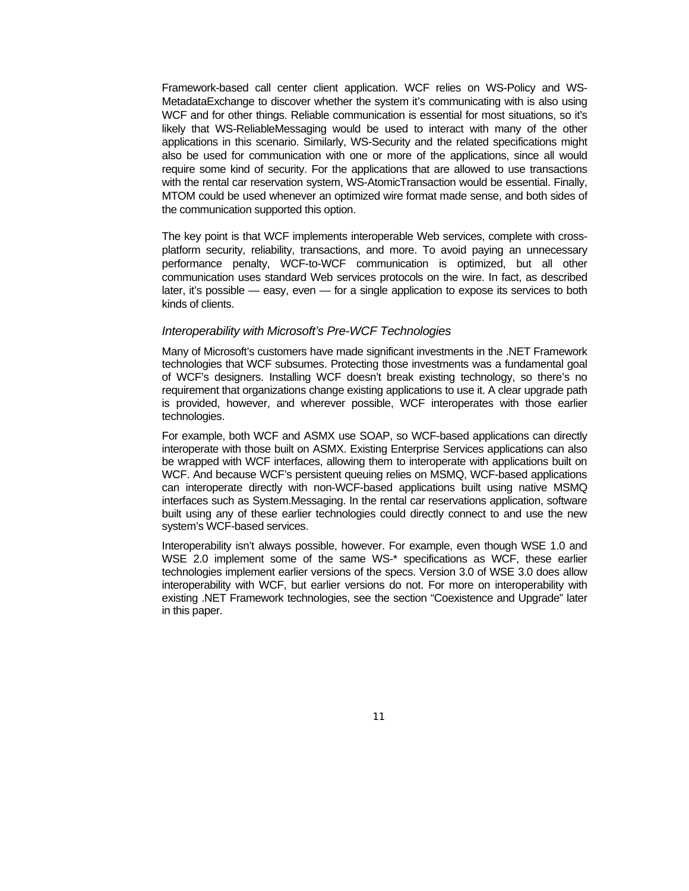Framework-based call center client application. WCF relies on WS-Policy and WS-MetadataExchange to discover whether the system it's communicating with is also using WCF and for other things. Reliable communication is essential for most situations, so it's likely that WS-ReliableMessaging would be used to interact with many of the other applications in this scenario. Similarly, WS-Security and the related specifications might also be used for communication with one or more of the applications, since all would require some kind of security. For the applications that are allowed to use transactions with the rental car reservation system, WS-AtomicTransaction would be essential. Finally, MTOM could be used whenever an optimized wire format made sense, and both sides of the communication supported this option.

The key point is that WCF implements interoperable Web services, complete with cross-platform security, reliability, transactions, and more. To avoid paying an unnecessary performance penalty, WCF-to-WCF communication is optimized, but all other communication uses standard Web services protocols on the wire. In fact, as described later, it's possible — easy, even — for a single application to expose its services to both kinds of clients.

### *Interoperability with Microsoft's Pre-WCF Technologies*

Many of Microsoft's customers have made significant investments in the .NET Framework technologies that WCF subsumes. Protecting those investments was a fundamental goal of WCF's designers. Installing WCF doesn't break existing technology, so there's no requirement that organizations change existing applications to use it. A clear upgrade path is provided, however, and wherever possible, WCF interoperates with those earlier technologies.

For example, both WCF and ASMX use SOAP, so WCF-based applications can directly interoperate with those built on ASMX. Existing Enterprise Services applications can also be wrapped with WCF interfaces, allowing them to interoperate with applications built on WCF. And because WCF's persistent queuing relies on MSMQ, WCF-based applications can interoperate directly with non-WCF-based applications built using native MSMQ interfaces such as System.Messaging. In the rental car reservations application, software built using any of these earlier technologies could directly connect to and use the new system's WCF-based services.

Interoperability isn't always possible, however. For example, even though WSE 1.0 and WSE 2.0 implement some of the same WS-* specifications as WCF, these earlier technologies implement earlier versions of the specs. Version 3.0 of WSE 3.0 does allow interoperability with WCF, but earlier versions do not. For more on interoperability with existing .NET Framework technologies, see the section "Coexistence and Upgrade" later in this paper.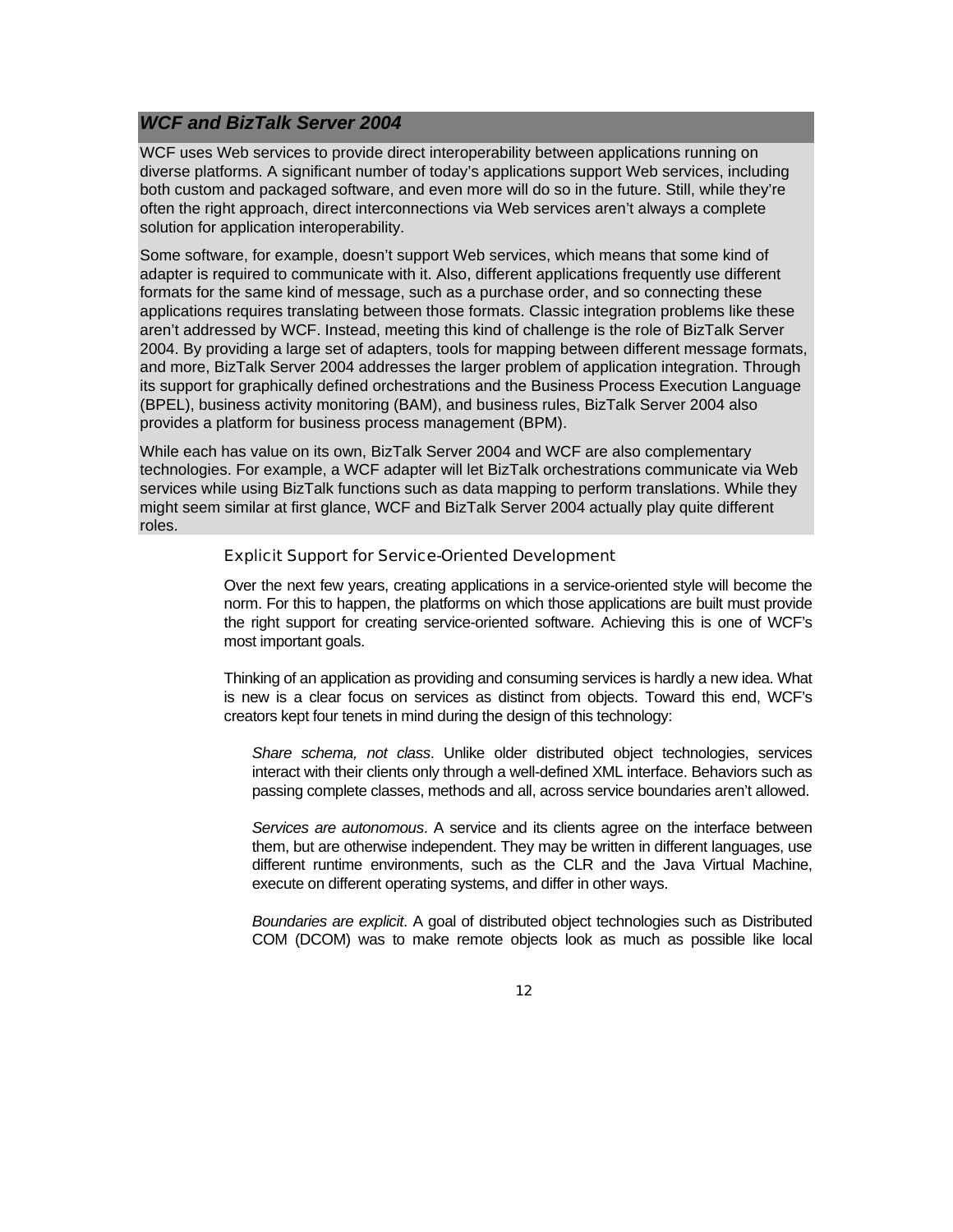### *WCF and BizTalk Server 2004*

WCF uses Web services to provide direct interoperability between applications running on diverse platforms. A significant number of today's applications support Web services, including both custom and packaged software, and even more will do so in the future. Still, while they're often the right approach, direct interconnections via Web services aren't always a complete solution for application interoperability.

Some software, for example, doesn't support Web services, which means that some kind of adapter is required to communicate with it. Also, different applications frequently use different formats for the same kind of message, such as a purchase order, and so connecting these applications requires translating between those formats. Classic integration problems like these aren't addressed by WCF. Instead, meeting this kind of challenge is the role of BizTalk Server 2004. By providing a large set of adapters, tools for mapping between different message formats, and more, BizTalk Server 2004 addresses the larger problem of application integration. Through its support for graphically defined orchestrations and the Business Process Execution Language (BPEL), business activity monitoring (BAM), and business rules, BizTalk Server 2004 also provides a platform for business process management (BPM).

While each has value on its own, BizTalk Server 2004 and WCF are also complementary technologies. For example, a WCF adapter will let BizTalk orchestrations communicate via Web services while using BizTalk functions such as data mapping to perform translations. While they might seem similar at first glance, WCF and BizTalk Server 2004 actually play quite different roles.

### Explicit Support for Service-Oriented Development

Over the next few years, creating applications in a service-oriented style will become the norm. For this to happen, the platforms on which those applications are built must provide the right support for creating service-oriented software. Achieving this is one of WCF's most important goals.

Thinking of an application as providing and consuming services is hardly a new idea. What is new is a clear focus on services as distinct from objects. Toward this end, WCF's creators kept four tenets in mind during the design of this technology:

*Share schema, not class*. Unlike older distributed object technologies, services interact with their clients only through a well-defined XML interface. Behaviors such as passing complete classes, methods and all, across service boundaries aren't allowed.

*Services are autonomous*. A service and its clients agree on the interface between them, but are otherwise independent. They may be written in different languages, use different runtime environments, such as the CLR and the Java Virtual Machine, execute on different operating systems, and differ in other ways.

*Boundaries are explicit*. A goal of distributed object technologies such as Distributed COM (DCOM) was to make remote objects look as much as possible like local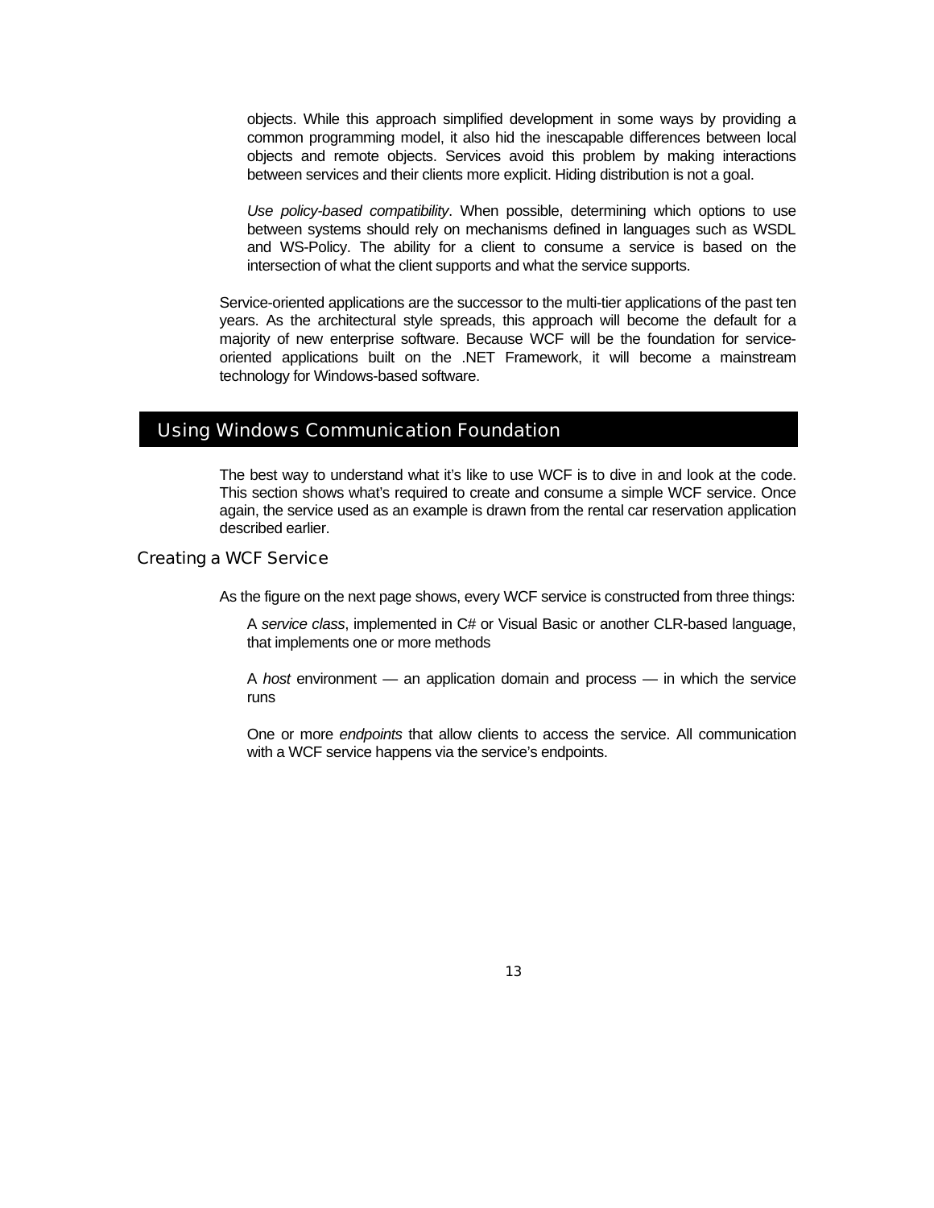objects. While this approach simplified development in some ways by providing a common programming model, it also hid the inescapable differences between local objects and remote objects. Services avoid this problem by making interactions between services and their clients more explicit. Hiding distribution is not a goal.

*Use policy-based compatibility*. When possible, determining which options to use between systems should rely on mechanisms defined in languages such as WSDL and WS-Policy. The ability for a client to consume a service is based on the intersection of what the client supports and what the service supports.

Service-oriented applications are the successor to the multi-tier applications of the past ten years. As the architectural style spreads, this approach will become the default for a majority of new enterprise software. Because WCF will be the foundation for service-oriented applications built on the .NET Framework, it will become a mainstream technology for Windows-based software.

# Using Windows Communication Foundation

The best way to understand what it's like to use WCF is to dive in and look at the code. This section shows what's required to create and consume a simple WCF service. Once again, the service used as an example is drawn from the rental car reservation application described earlier.

## Creating a WCF Service

As the figure on the next page shows, every WCF service is constructed from three things:

A *service class*, implemented in C# or Visual Basic or another CLR-based language, that implements one or more methods

A *host* environment — an application domain and process — in which the service runs

One or more *endpoints* that allow clients to access the service. All communication with a WCF service happens via the service's endpoints.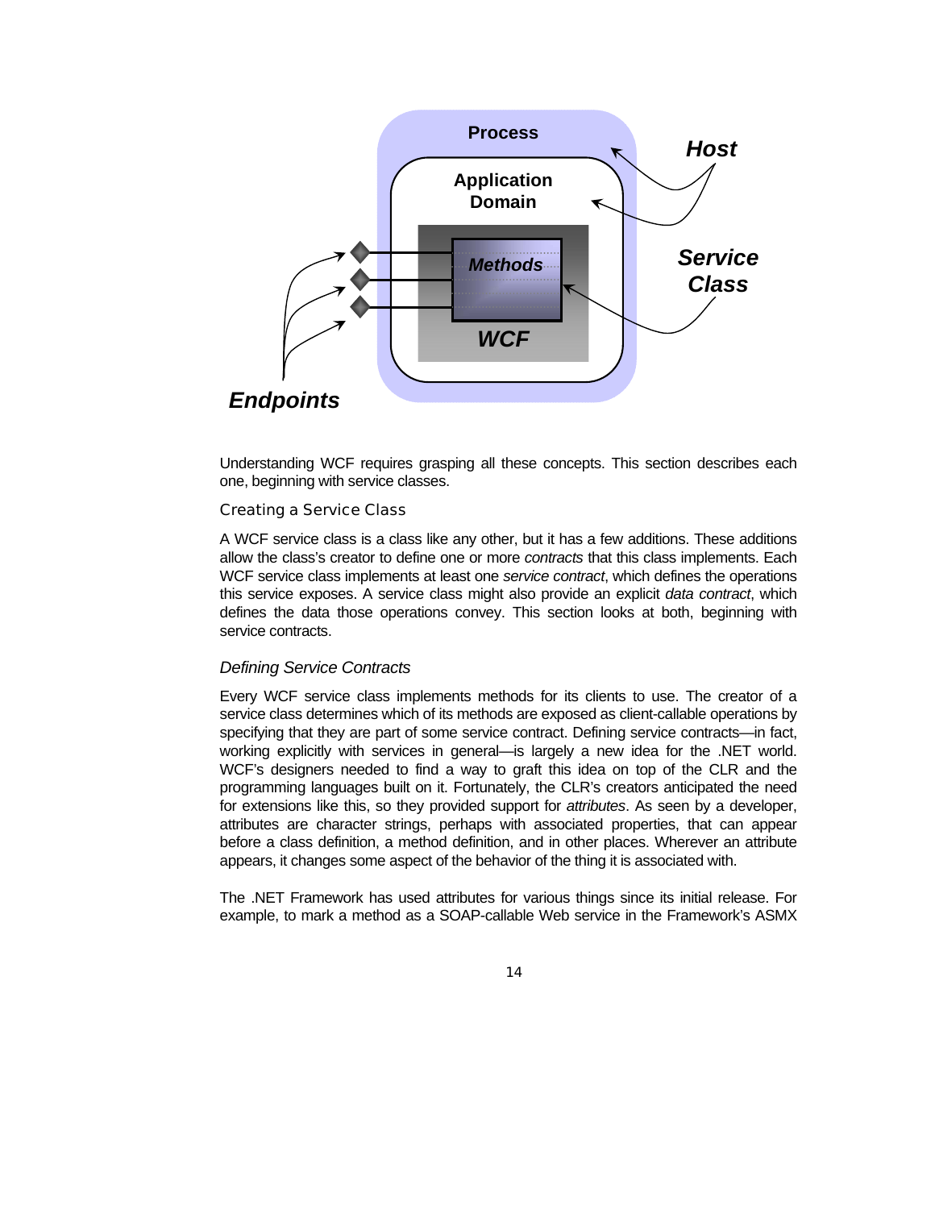Understanding WCF requires grasping all these concepts. This section describes each one, beginning with service classes.

### Creating a Service Class

A WCF service class is a class like any other, but it has a few additions. These additions allow the class's creator to define one or more *contracts* that this class implements. Each WCF service class implements at least one *service contract*, which defines the operations this service exposes. A service class might also provide an explicit *data contract*, which defines the data those operations convey. This section looks at both, beginning with service contracts.

#### *Defining Service Contracts*

Every WCF service class implements methods for its clients to use. The creator of a service class determines which of its methods are exposed as client-callable operations by specifying that they are part of some service contract. Defining service contracts—in fact, working explicitly with services in general—is largely a new idea for the .NET world. WCF's designers needed to find a way to graft this idea on top of the CLR and the programming languages built on it. Fortunately, the CLR's creators anticipated the need for extensions like this, so they provided support for *attributes*. As seen by a developer, attributes are character strings, perhaps with associated properties, that can appear before a class definition, a method definition, and in other places. Wherever an attribute appears, it changes some aspect of the behavior of the thing it is associated with.

The .NET Framework has used attributes for various things since its initial release. For example, to mark a method as a SOAP-callable Web service in the Framework's ASMX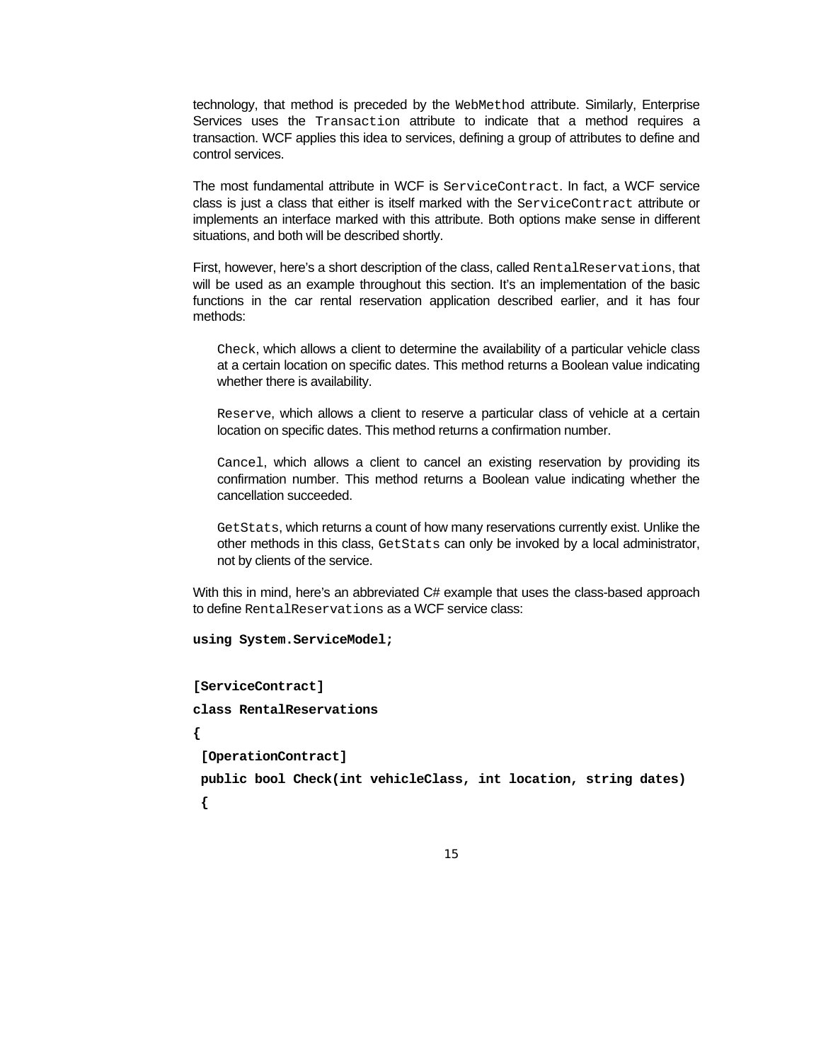technology, that method is preceded by the `WebMethod` attribute. Similarly, Enterprise Services uses the `Transaction` attribute to indicate that a method requires a transaction. WCF applies this idea to services, defining a group of attributes to define and control services.

The most fundamental attribute in WCF is `ServiceContract`. In fact, a WCF service class is just a class that either is itself marked with the `ServiceContract` attribute or implements an interface marked with this attribute. Both options make sense in different situations, and both will be described shortly.

First, however, here's a short description of the class, called `RentalReservations`, that will be used as an example throughout this section. It's an implementation of the basic functions in the car rental reservation application described earlier, and it has four methods:

- `Check`, which allows a client to determine the availability of a particular vehicle class at a certain location on specific dates. This method returns a Boolean value indicating whether there is availability.

- `Reserve`, which allows a client to reserve a particular class of vehicle at a certain location on specific dates. This method returns a confirmation number.

- `Cancel`, which allows a client to cancel an existing reservation by providing its confirmation number. This method returns a Boolean value indicating whether the cancellation succeeded.

- `GetStats`, which returns a count of how many reservations currently exist. Unlike the other methods in this class, `GetStats` can only be invoked by a local administrator, not by clients of the service.

With this in mind, here's an abbreviated C# example that uses the class-based approach to define `RentalReservations` as a WCF service class:

```
using System.ServiceModel;


[ServiceContract]
class RentalReservations
{
 [OperationContract]
 public bool Check(int vehicleClass, int location, string dates)
 {
```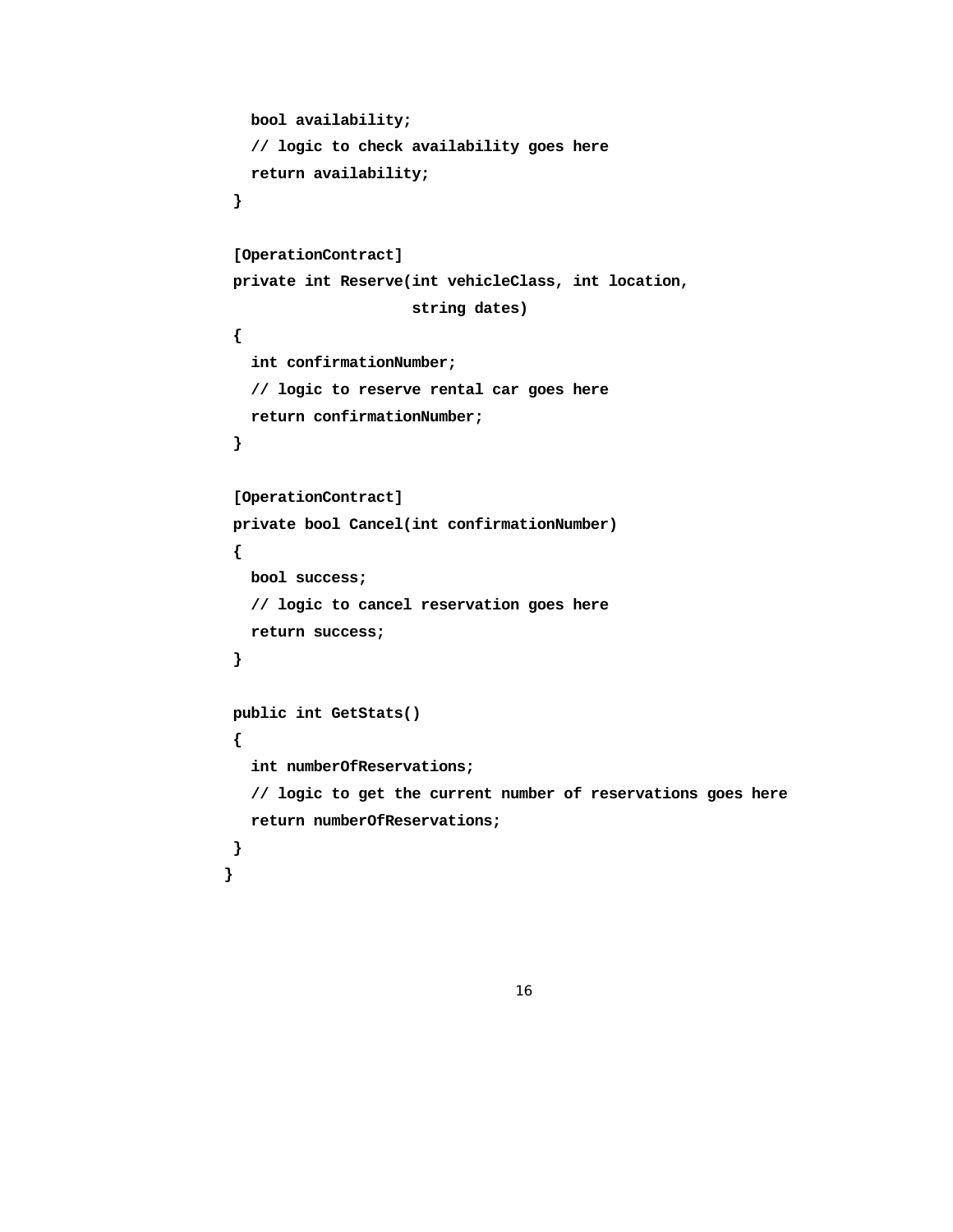```
    bool availability;
    // logic to check availability goes here
    return availability;
  }

  [OperationContract]
  private int Reserve(int vehicleClass, int location,
                      string dates)
  {
    int confirmationNumber;
    // logic to reserve rental car goes here
    return confirmationNumber;
  }

  [OperationContract]
  private bool Cancel(int confirmationNumber)
  {
    bool success;
    // logic to cancel reservation goes here
    return success;
  }

  public int GetStats()
  {
    int numberOfReservations;
    // logic to get the current number of reservations goes here
    return numberOfReservations;
  }
}
```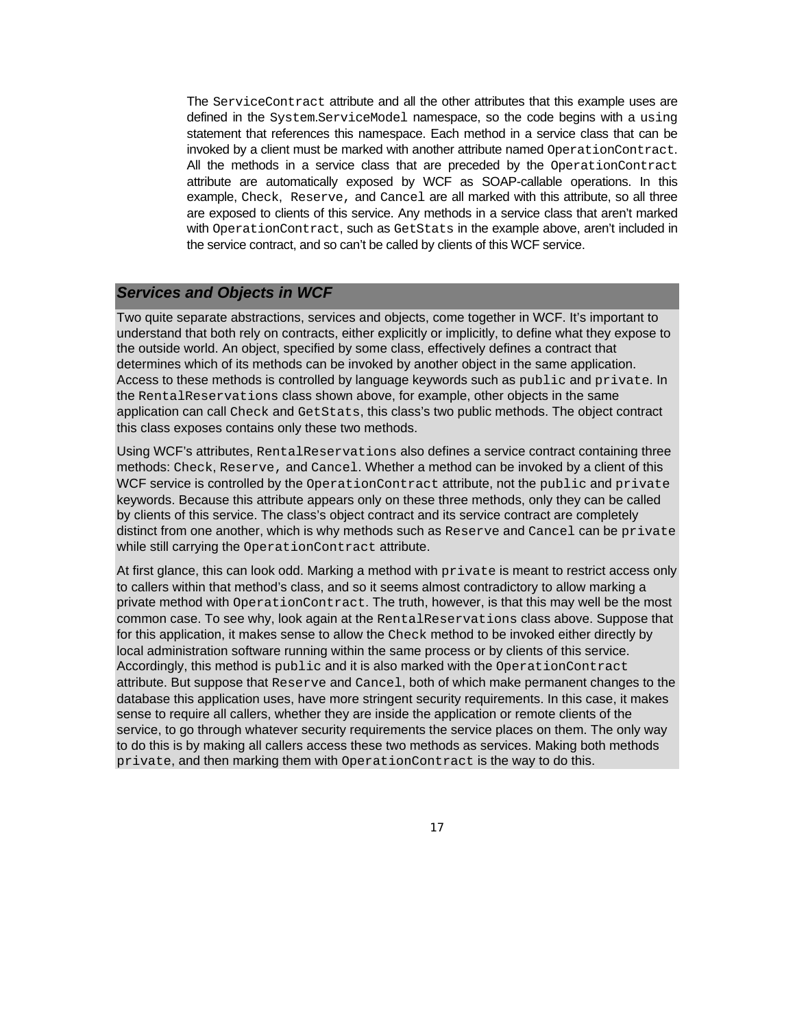The `ServiceContract` attribute and all the other attributes that this example uses are defined in the `System.ServiceModel` namespace, so the code begins with a `using` statement that references this namespace. Each method in a service class that can be invoked by a client must be marked with another attribute named `OperationContract`. All the methods in a service class that are preceded by the `OperationContract` attribute are automatically exposed by WCF as SOAP-callable operations. In this example, `Check`, `Reserve`, and `Cancel` are all marked with this attribute, so all three are exposed to clients of this service. Any methods in a service class that aren't marked with `OperationContract`, such as `GetStats` in the example above, aren't included in the service contract, and so can't be called by clients of this WCF service.

### *Services and Objects in WCF*

Two quite separate abstractions, services and objects, come together in WCF. It's important to understand that both rely on contracts, either explicitly or implicitly, to define what they expose to the outside world. An object, specified by some class, effectively defines a contract that determines which of its methods can be invoked by another object in the same application. Access to these methods is controlled by language keywords such as `public` and `private`. In the `RentalReservations` class shown above, for example, other objects in the same application can call `Check` and `GetStats`, this class's two public methods. The object contract this class exposes contains only these two methods.

Using WCF's attributes, `RentalReservations` also defines a service contract containing three methods: `Check`, `Reserve`, and `Cancel`. Whether a method can be invoked by a client of this WCF service is controlled by the `OperationContract` attribute, not the `public` and `private` keywords. Because this attribute appears only on these three methods, only they can be called by clients of this service. The class's object contract and its service contract are completely distinct from one another, which is why methods such as `Reserve` and `Cancel` can be `private` while still carrying the `OperationContract` attribute.

At first glance, this can look odd. Marking a method with `private` is meant to restrict access only to callers within that method's class, and so it seems almost contradictory to allow marking a private method with `OperationContract`. The truth, however, is that this may well be the most common case. To see why, look again at the `RentalReservations` class above. Suppose that for this application, it makes sense to allow the `Check` method to be invoked either directly by local administration software running within the same process or by clients of this service. Accordingly, this method is `public` and it is also marked with the `OperationContract` attribute. But suppose that `Reserve` and `Cancel`, both of which make permanent changes to the database this application uses, have more stringent security requirements. In this case, it makes sense to require all callers, whether they are inside the application or remote clients of the service, to go through whatever security requirements the service places on them. The only way to do this is by making all callers access these two methods as services. Making both methods `private`, and then marking them with `OperationContract` is the way to do this.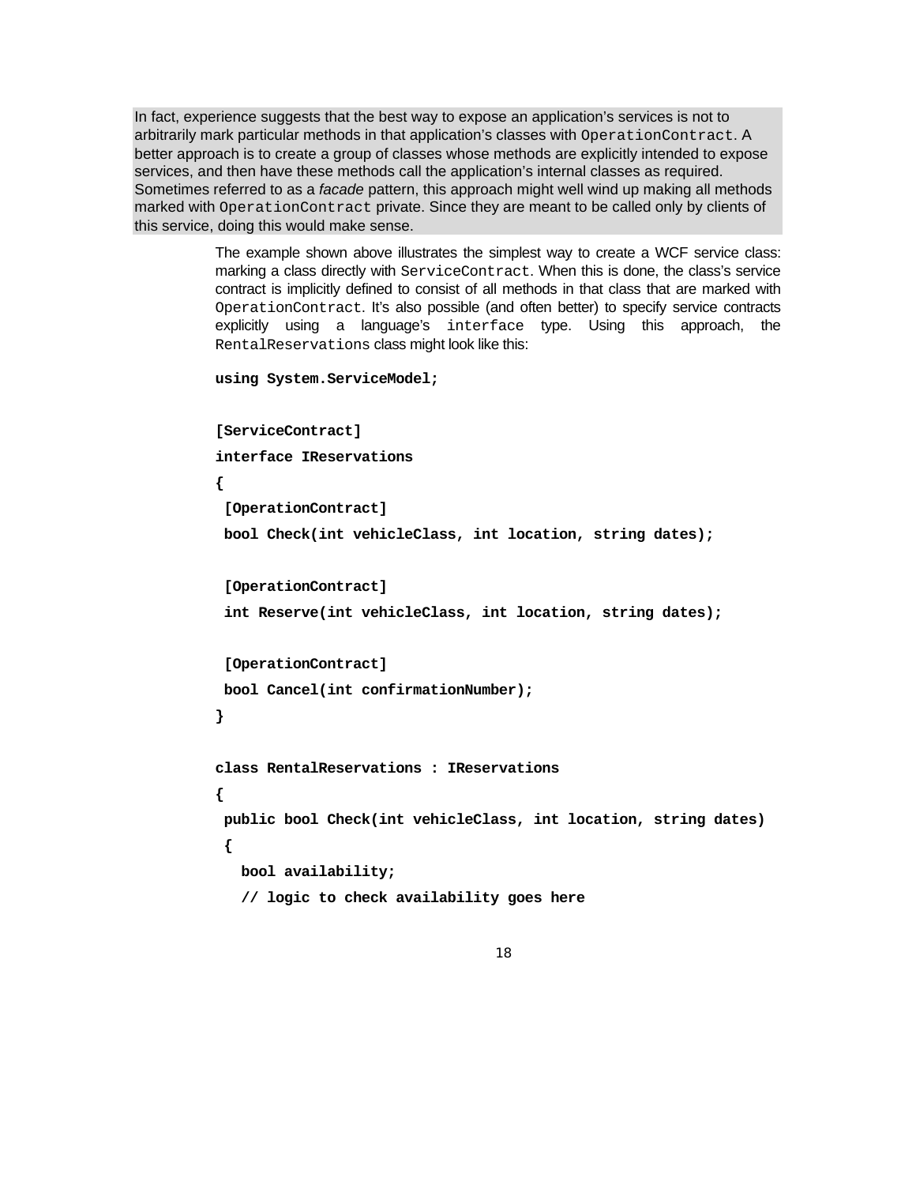In fact, experience suggests that the best way to expose an application's services is not to arbitrarily mark particular methods in that application's classes with `OperationContract`. A better approach is to create a group of classes whose methods are explicitly intended to expose services, and then have these methods call the application's internal classes as required. Sometimes referred to as a *facade* pattern, this approach might well wind up making all methods marked with `OperationContract` private. Since they are meant to be called only by clients of this service, doing this would make sense.

The example shown above illustrates the simplest way to create a WCF service class: marking a class directly with `ServiceContract`. When this is done, the class's service contract is implicitly defined to consist of all methods in that class that are marked with `OperationContract`. It's also possible (and often better) to specify service contracts explicitly using a language's `interface` type. Using this approach, the `RentalReservations` class might look like this:

```
using System.ServiceModel;

[ServiceContract]
interface IReservations
{
 [OperationContract]
 bool Check(int vehicleClass, int location, string dates);

 [OperationContract]
 int Reserve(int vehicleClass, int location, string dates);

 [OperationContract]
 bool Cancel(int confirmationNumber);
}

class RentalReservations : IReservations
{
 public bool Check(int vehicleClass, int location, string dates)
 {
   bool availability;
   // logic to check availability goes here
```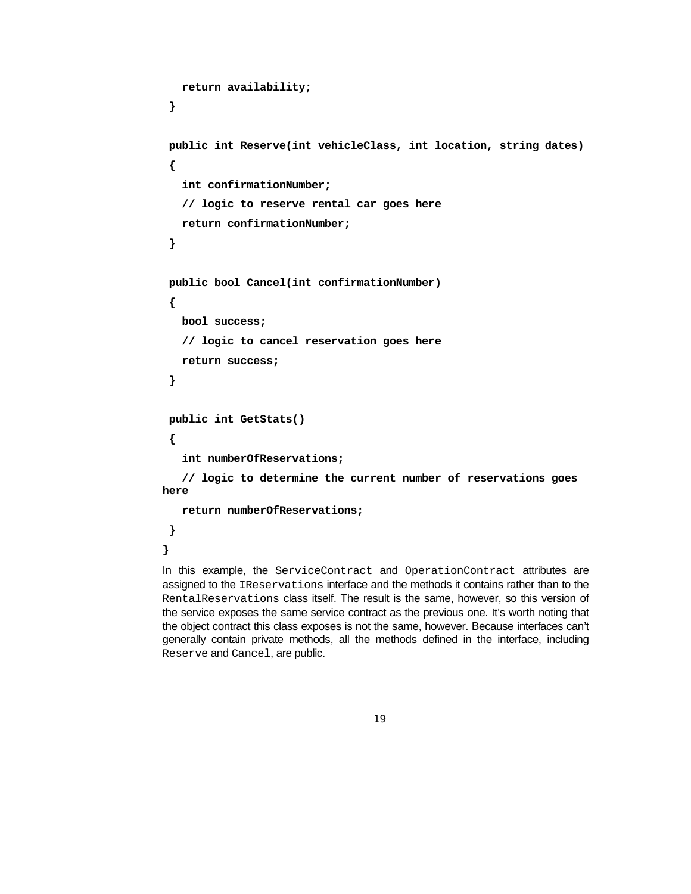```
    return availability;
  }

  public int Reserve(int vehicleClass, int location, string dates)
  {
    int confirmationNumber;
    // logic to reserve rental car goes here
    return confirmationNumber;
  }

  public bool Cancel(int confirmationNumber)
  {
    bool success;
    // logic to cancel reservation goes here
    return success;
  }

  public int GetStats()
  {
    int numberOfReservations;
    // logic to determine the current number of reservations goes here
    return numberOfReservations;
  }
}
```

In this example, the `ServiceContract` and `OperationContract` attributes are assigned to the `IReservations` interface and the methods it contains rather than to the `RentalReservations` class itself. The result is the same, however, so this version of the service exposes the same service contract as the previous one. It's worth noting that the object contract this class exposes is not the same, however. Because interfaces can't generally contain private methods, all the methods defined in the interface, including `Reserve` and `Cancel`, are public.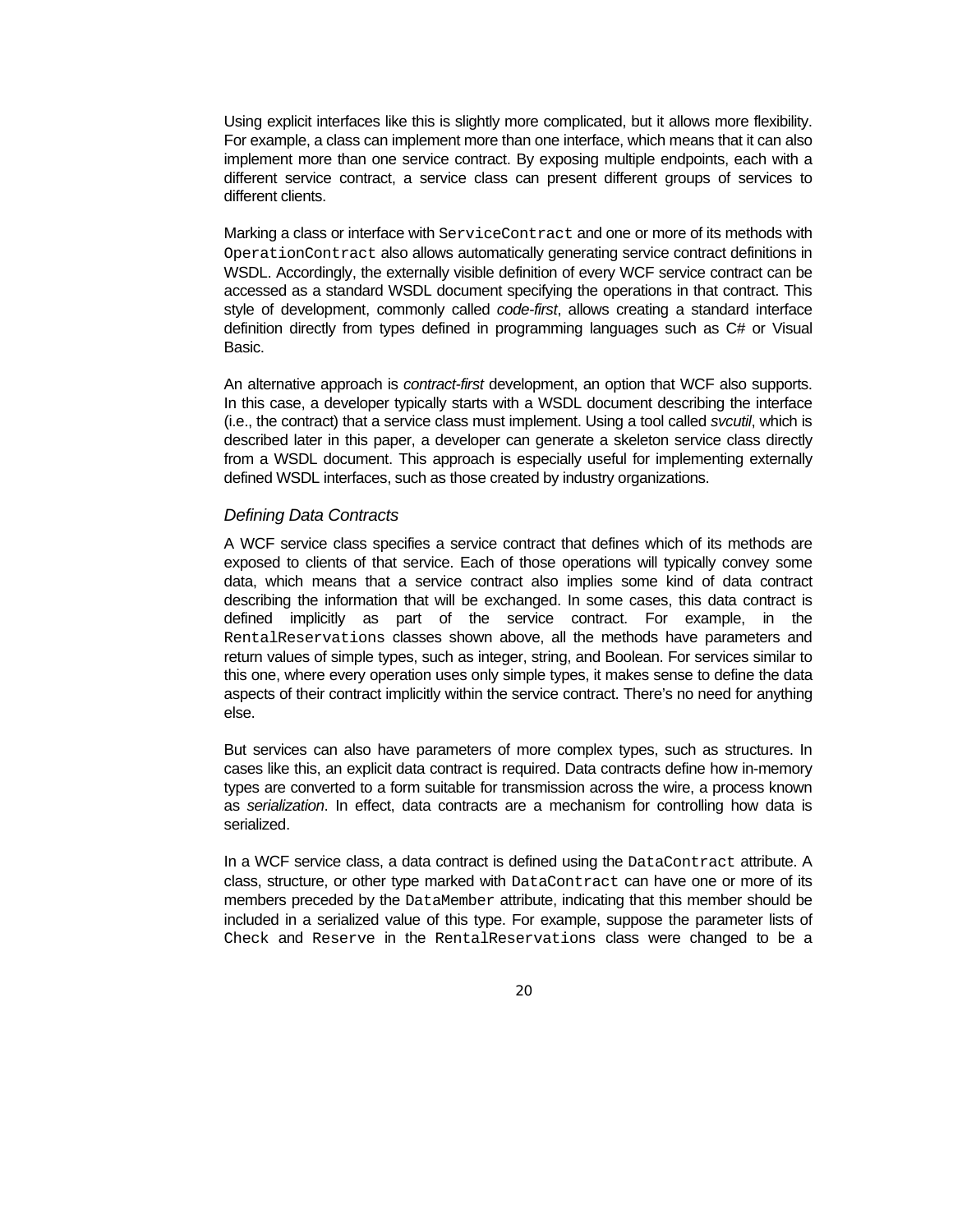Using explicit interfaces like this is slightly more complicated, but it allows more flexibility. For example, a class can implement more than one interface, which means that it can also implement more than one service contract. By exposing multiple endpoints, each with a different service contract, a service class can present different groups of services to different clients.

Marking a class or interface with `ServiceContract` and one or more of its methods with `OperationContract` also allows automatically generating service contract definitions in WSDL. Accordingly, the externally visible definition of every WCF service contract can be accessed as a standard WSDL document specifying the operations in that contract. This style of development, commonly called *code-first*, allows creating a standard interface definition directly from types defined in programming languages such as C# or Visual Basic.

An alternative approach is *contract-first* development, an option that WCF also supports. In this case, a developer typically starts with a WSDL document describing the interface (i.e., the contract) that a service class must implement. Using a tool called *svcutil*, which is described later in this paper, a developer can generate a skeleton service class directly from a WSDL document. This approach is especially useful for implementing externally defined WSDL interfaces, such as those created by industry organizations.

### *Defining Data Contracts*

A WCF service class specifies a service contract that defines which of its methods are exposed to clients of that service. Each of those operations will typically convey some data, which means that a service contract also implies some kind of data contract describing the information that will be exchanged. In some cases, this data contract is defined implicitly as part of the service contract. For example, in the `RentalReservations` classes shown above, all the methods have parameters and return values of simple types, such as integer, string, and Boolean. For services similar to this one, where every operation uses only simple types, it makes sense to define the data aspects of their contract implicitly within the service contract. There's no need for anything else.

But services can also have parameters of more complex types, such as structures. In cases like this, an explicit data contract is required. Data contracts define how in-memory types are converted to a form suitable for transmission across the wire, a process known as *serialization*. In effect, data contracts are a mechanism for controlling how data is serialized.

In a WCF service class, a data contract is defined using the `DataContract` attribute. A class, structure, or other type marked with `DataContract` can have one or more of its members preceded by the `DataMember` attribute, indicating that this member should be included in a serialized value of this type. For example, suppose the parameter lists of `Check` and `Reserve` in the `RentalReservations` class were changed to be a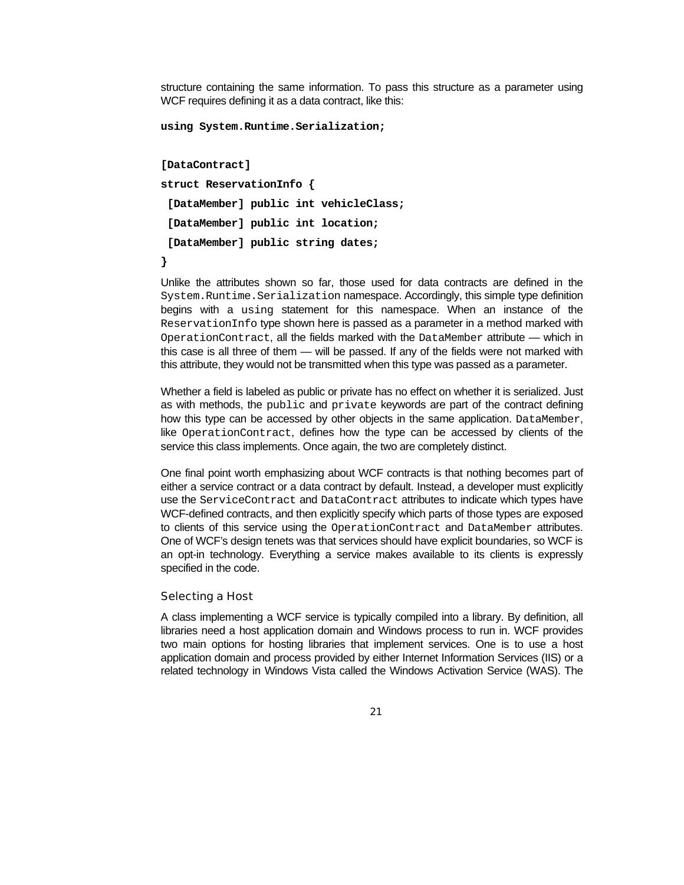structure containing the same information. To pass this structure as a parameter using WCF requires defining it as a data contract, like this:

```
using System.Runtime.Serialization;

[DataContract]
struct ReservationInfo {
 [DataMember] public int vehicleClass;
 [DataMember] public int location;
 [DataMember] public string dates;
}
```

Unlike the attributes shown so far, those used for data contracts are defined in the `System.Runtime.Serialization` namespace. Accordingly, this simple type definition begins with a `using` statement for this namespace. When an instance of the `ReservationInfo` type shown here is passed as a parameter in a method marked with `OperationContract`, all the fields marked with the `DataMember` attribute — which in this case is all three of them — will be passed. If any of the fields were not marked with this attribute, they would not be transmitted when this type was passed as a parameter.

Whether a field is labeled as public or private has no effect on whether it is serialized. Just as with methods, the `public` and `private` keywords are part of the contract defining how this type can be accessed by other objects in the same application. `DataMember`, like `OperationContract`, defines how the type can be accessed by clients of the service this class implements. Once again, the two are completely distinct.

One final point worth emphasizing about WCF contracts is that nothing becomes part of either a service contract or a data contract by default. Instead, a developer must explicitly use the `ServiceContract` and `DataContract` attributes to indicate which types have WCF-defined contracts, and then explicitly specify which parts of those types are exposed to clients of this service using the `OperationContract` and `DataMember` attributes. One of WCF's design tenets was that services should have explicit boundaries, so WCF is an opt-in technology. Everything a service makes available to its clients is expressly specified in the code.

### Selecting a Host

A class implementing a WCF service is typically compiled into a library. By definition, all libraries need a host application domain and Windows process to run in. WCF provides two main options for hosting libraries that implement services. One is to use a host application domain and process provided by either Internet Information Services (IIS) or a related technology in Windows Vista called the Windows Activation Service (WAS). The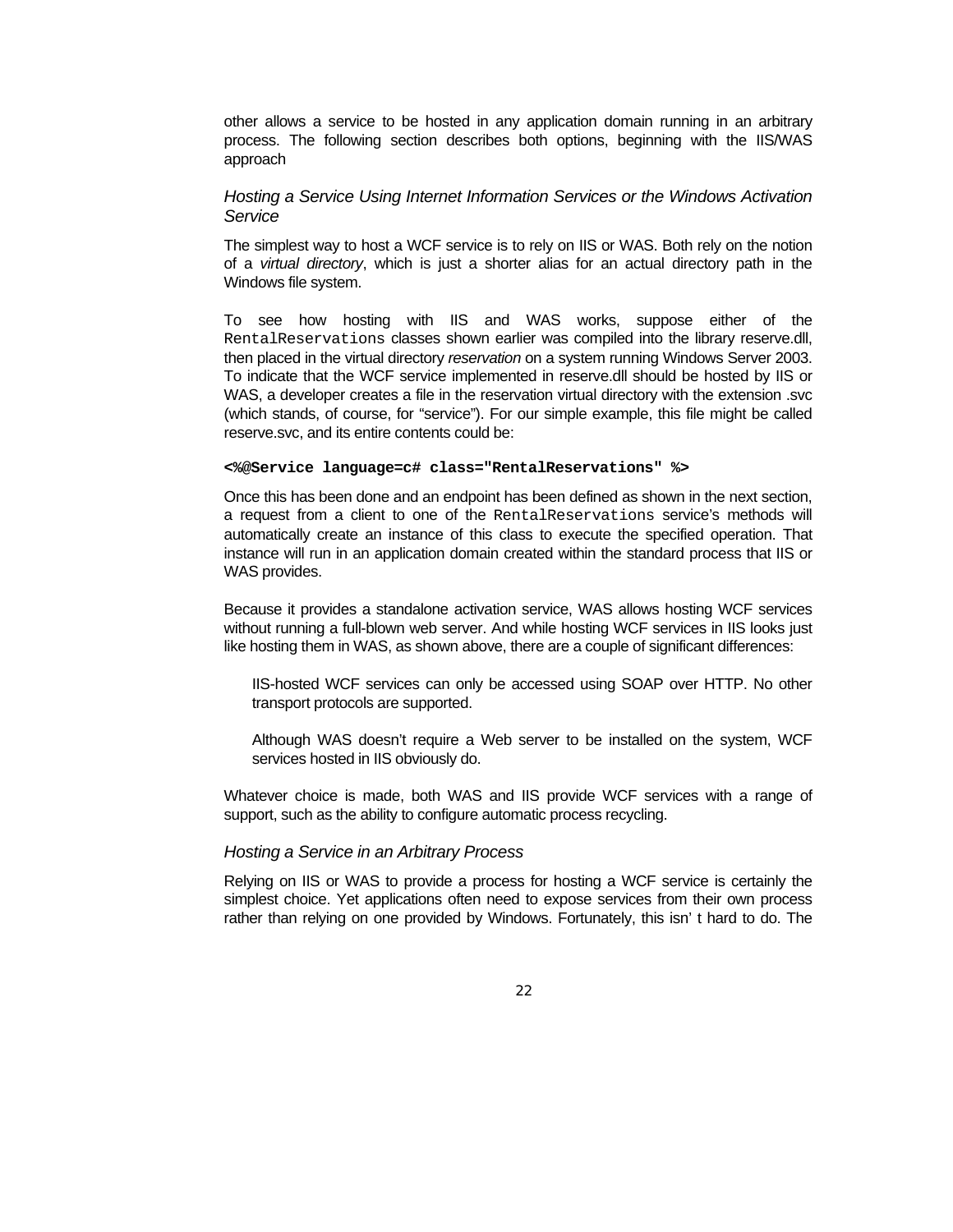other allows a service to be hosted in any application domain running in an arbitrary process. The following section describes both options, beginning with the IIS/WAS approach

### *Hosting a Service Using Internet Information Services or the Windows Activation Service*

The simplest way to host a WCF service is to rely on IIS or WAS. Both rely on the notion of a *virtual directory*, which is just a shorter alias for an actual directory path in the Windows file system.

To see how hosting with IIS and WAS works, suppose either of the `RentalReservations` classes shown earlier was compiled into the library reserve.dll, then placed in the virtual directory *reservation* on a system running Windows Server 2003. To indicate that the WCF service implemented in reserve.dll should be hosted by IIS or WAS, a developer creates a file in the reservation virtual directory with the extension .svc (which stands, of course, for "service"). For our simple example, this file might be called reserve.svc, and its entire contents could be:

```
<%@Service language=c# class="RentalReservations" %>
```

Once this has been done and an endpoint has been defined as shown in the next section, a request from a client to one of the `RentalReservations` service's methods will automatically create an instance of this class to execute the specified operation. That instance will run in an application domain created within the standard process that IIS or WAS provides.

Because it provides a standalone activation service, WAS allows hosting WCF services without running a full-blown web server. And while hosting WCF services in IIS looks just like hosting them in WAS, as shown above, there are a couple of significant differences:

- IIS-hosted WCF services can only be accessed using SOAP over HTTP. No other transport protocols are supported.

- Although WAS doesn't require a Web server to be installed on the system, WCF services hosted in IIS obviously do.

Whatever choice is made, both WAS and IIS provide WCF services with a range of support, such as the ability to configure automatic process recycling.

### *Hosting a Service in an Arbitrary Process*

Relying on IIS or WAS to provide a process for hosting a WCF service is certainly the simplest choice. Yet applications often need to expose services from their own process rather than relying on one provided by Windows. Fortunately, this isn' t hard to do. The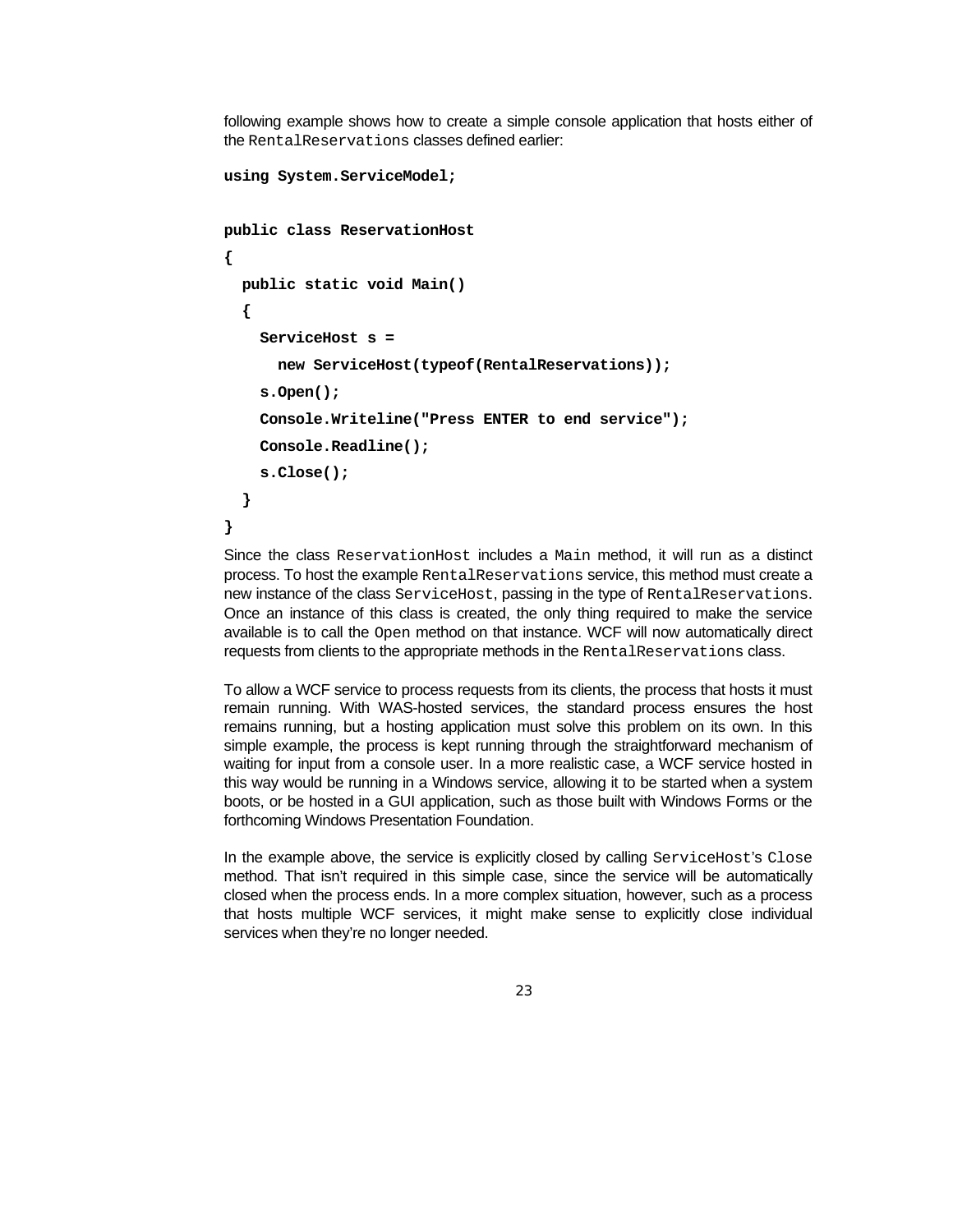following example shows how to create a simple console application that hosts either of the `RentalReservations` classes defined earlier:

```
using System.ServiceModel;

public class ReservationHost
{
  public static void Main()
  {
    ServiceHost s =
      new ServiceHost(typeof(RentalReservations));
    s.Open();
    Console.Writeline("Press ENTER to end service");
    Console.Readline();
    s.Close();
  }
}
```

Since the class `ReservationHost` includes a `Main` method, it will run as a distinct process. To host the example `RentalReservations` service, this method must create a new instance of the class `ServiceHost`, passing in the type of `RentalReservations`. Once an instance of this class is created, the only thing required to make the service available is to call the `Open` method on that instance. WCF will now automatically direct requests from clients to the appropriate methods in the `RentalReservations` class.

To allow a WCF service to process requests from its clients, the process that hosts it must remain running. With WAS-hosted services, the standard process ensures the host remains running, but a hosting application must solve this problem on its own. In this simple example, the process is kept running through the straightforward mechanism of waiting for input from a console user. In a more realistic case, a WCF service hosted in this way would be running in a Windows service, allowing it to be started when a system boots, or be hosted in a GUI application, such as those built with Windows Forms or the forthcoming Windows Presentation Foundation.

In the example above, the service is explicitly closed by calling `ServiceHost`'s `Close` method. That isn't required in this simple case, since the service will be automatically closed when the process ends. In a more complex situation, however, such as a process that hosts multiple WCF services, it might make sense to explicitly close individual services when they're no longer needed.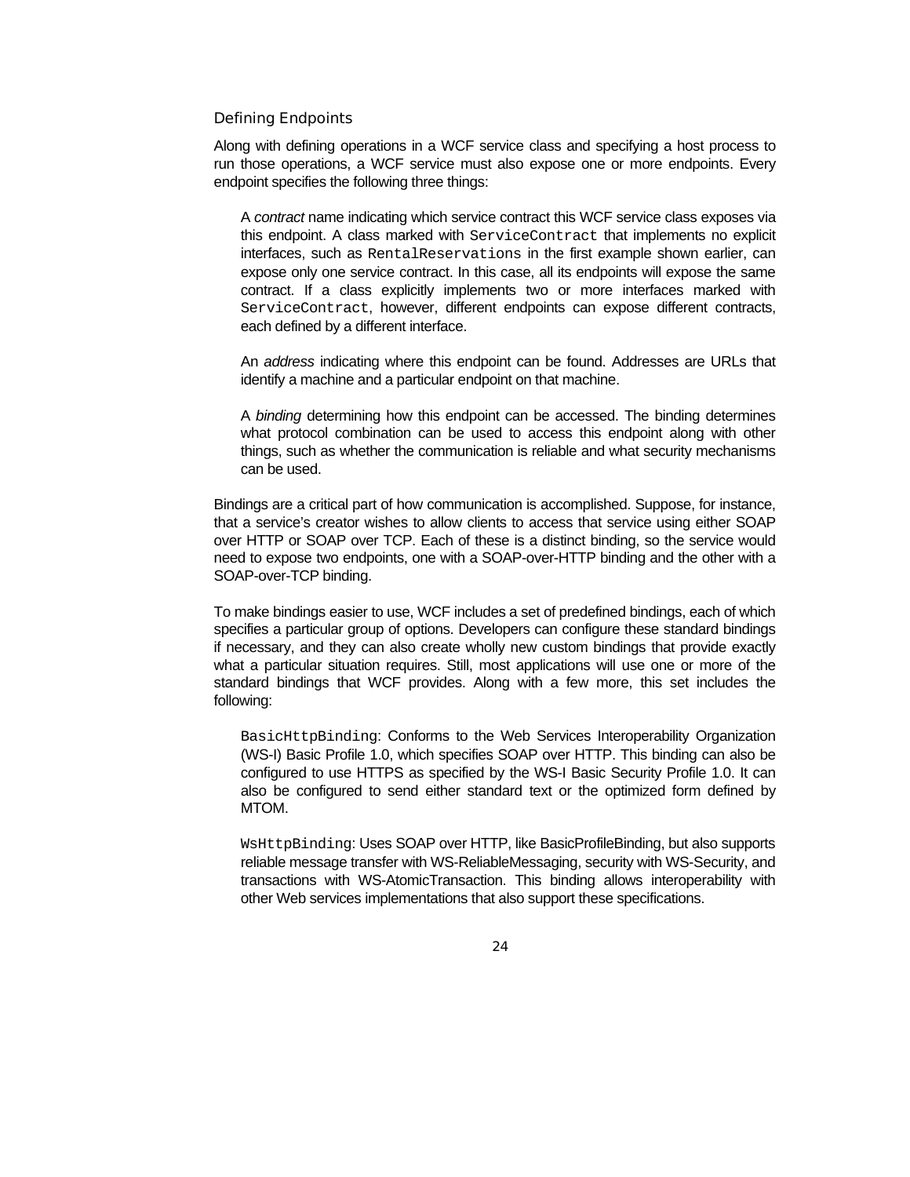### Defining Endpoints

Along with defining operations in a WCF service class and specifying a host process to run those operations, a WCF service must also expose one or more endpoints. Every endpoint specifies the following three things:

- A *contract* name indicating which service contract this WCF service class exposes via this endpoint. A class marked with `ServiceContract` that implements no explicit interfaces, such as `RentalReservations` in the first example shown earlier, can expose only one service contract. In this case, all its endpoints will expose the same contract. If a class explicitly implements two or more interfaces marked with `ServiceContract`, however, different endpoints can expose different contracts, each defined by a different interface.

- An *address* indicating where this endpoint can be found. Addresses are URLs that identify a machine and a particular endpoint on that machine.

- A *binding* determining how this endpoint can be accessed. The binding determines what protocol combination can be used to access this endpoint along with other things, such as whether the communication is reliable and what security mechanisms can be used.

Bindings are a critical part of how communication is accomplished. Suppose, for instance, that a service's creator wishes to allow clients to access that service using either SOAP over HTTP or SOAP over TCP. Each of these is a distinct binding, so the service would need to expose two endpoints, one with a SOAP-over-HTTP binding and the other with a SOAP-over-TCP binding.

To make bindings easier to use, WCF includes a set of predefined bindings, each of which specifies a particular group of options. Developers can configure these standard bindings if necessary, and they can also create wholly new custom bindings that provide exactly what a particular situation requires. Still, most applications will use one or more of the standard bindings that WCF provides. Along with a few more, this set includes the following:

- `BasicHttpBinding`: Conforms to the Web Services Interoperability Organization (WS-I) Basic Profile 1.0, which specifies SOAP over HTTP. This binding can also be configured to use HTTPS as specified by the WS-I Basic Security Profile 1.0. It can also be configured to send either standard text or the optimized form defined by MTOM.

- `WsHttpBinding`: Uses SOAP over HTTP, like BasicProfileBinding, but also supports reliable message transfer with WS-ReliableMessaging, security with WS-Security, and transactions with WS-AtomicTransaction. This binding allows interoperability with other Web services implementations that also support these specifications.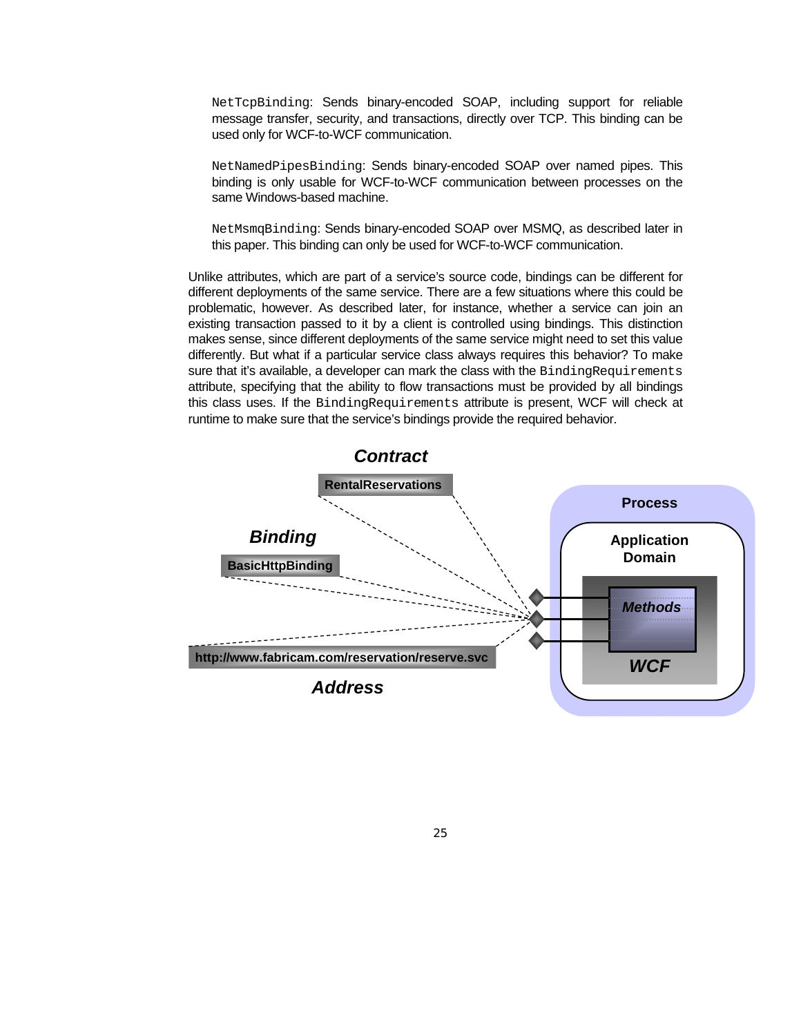`NetTcpBinding`: Sends binary-encoded SOAP, including support for reliable message transfer, security, and transactions, directly over TCP. This binding can be used only for WCF-to-WCF communication.

`NetNamedPipesBinding`: Sends binary-encoded SOAP over named pipes. This binding is only usable for WCF-to-WCF communication between processes on the same Windows-based machine.

`NetMsmqBinding`: Sends binary-encoded SOAP over MSMQ, as described later in this paper. This binding can only be used for WCF-to-WCF communication.

Unlike attributes, which are part of a service's source code, bindings can be different for different deployments of the same service. There are a few situations where this could be problematic, however. As described later, for instance, whether a service can join an existing transaction passed to it by a client is controlled using bindings. This distinction makes sense, since different deployments of the same service might need to set this value differently. But what if a particular service class always requires this behavior? To make sure that it's available, a developer can mark the class with the `BindingRequirements` attribute, specifying that the ability to flow transactions must be provided by all bindings this class uses. If the `BindingRequirements` attribute is present, WCF will check at runtime to make sure that the service's bindings provide the required behavior.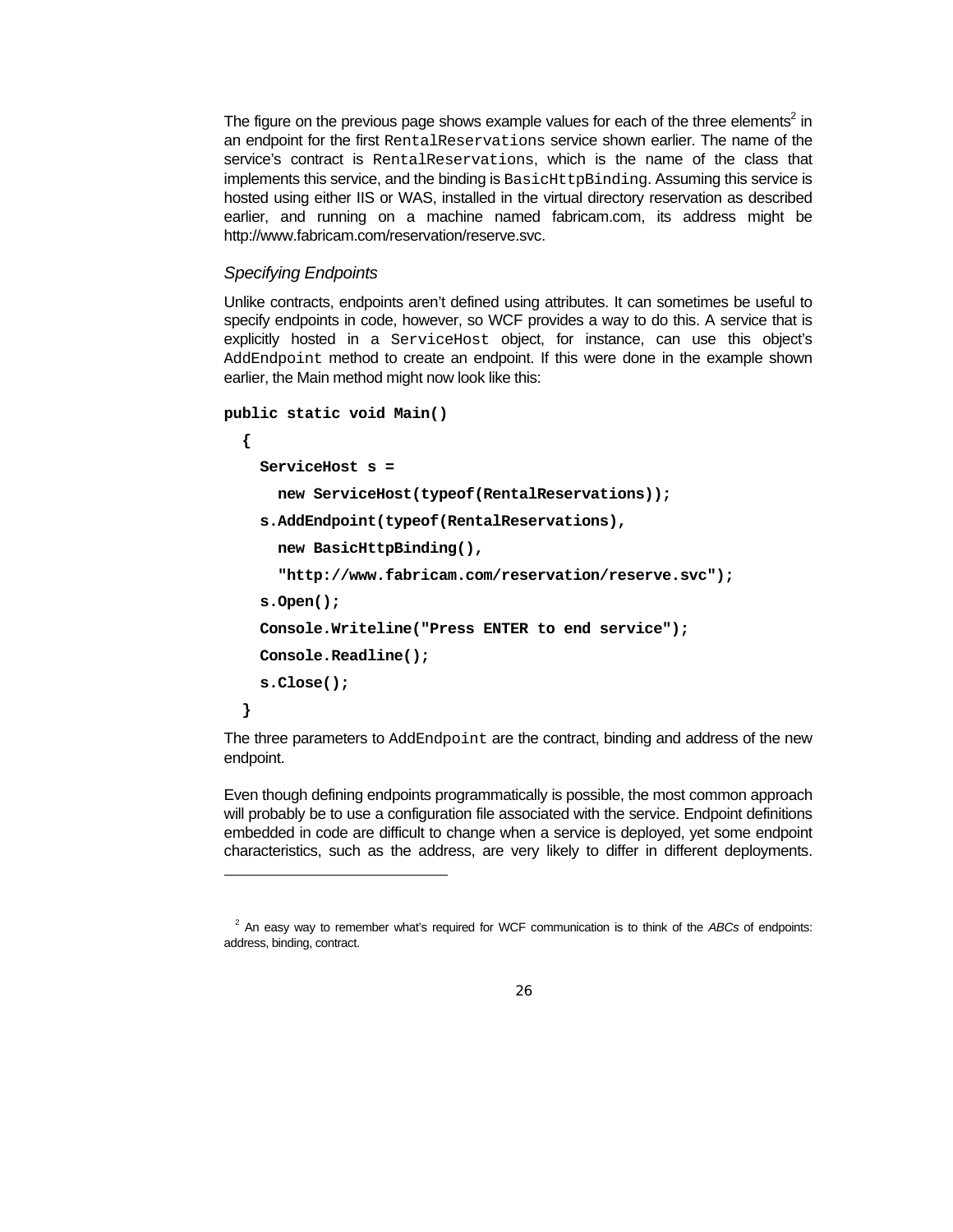The figure on the previous page shows example values for each of the three elements[2] in an endpoint for the first RentalReservations service shown earlier. The name of the service's contract is RentalReservations, which is the name of the class that implements this service, and the binding is BasicHttpBinding. Assuming this service is hosted using either IIS or WAS, installed in the virtual directory reservation as described earlier, and running on a machine named fabricam.com, its address might be http://www.fabricam.com/reservation/reserve.svc.

### *Specifying Endpoints*

Unlike contracts, endpoints aren't defined using attributes. It can sometimes be useful to specify endpoints in code, however, so WCF provides a way to do this. A service that is explicitly hosted in a ServiceHost object, for instance, can use this object's AddEndpoint method to create an endpoint. If this were done in the example shown earlier, the Main method might now look like this:

```
public static void Main()
  {
    ServiceHost s =
      new ServiceHost(typeof(RentalReservations));
    s.AddEndpoint(typeof(RentalReservations),
      new BasicHttpBinding(),
      "http://www.fabricam.com/reservation/reserve.svc");
    s.Open();
    Console.Writeline("Press ENTER to end service");
    Console.Readline();
    s.Close();
  }
```

The three parameters to AddEndpoint are the contract, binding and address of the new endpoint.

Even though defining endpoints programmatically is possible, the most common approach will probably be to use a configuration file associated with the service. Endpoint definitions embedded in code are difficult to change when a service is deployed, yet some endpoint characteristics, such as the address, are very likely to differ in different deployments.

---

[2] An easy way to remember what's required for WCF communication is to think of the *ABCs* of endpoints: address, binding, contract.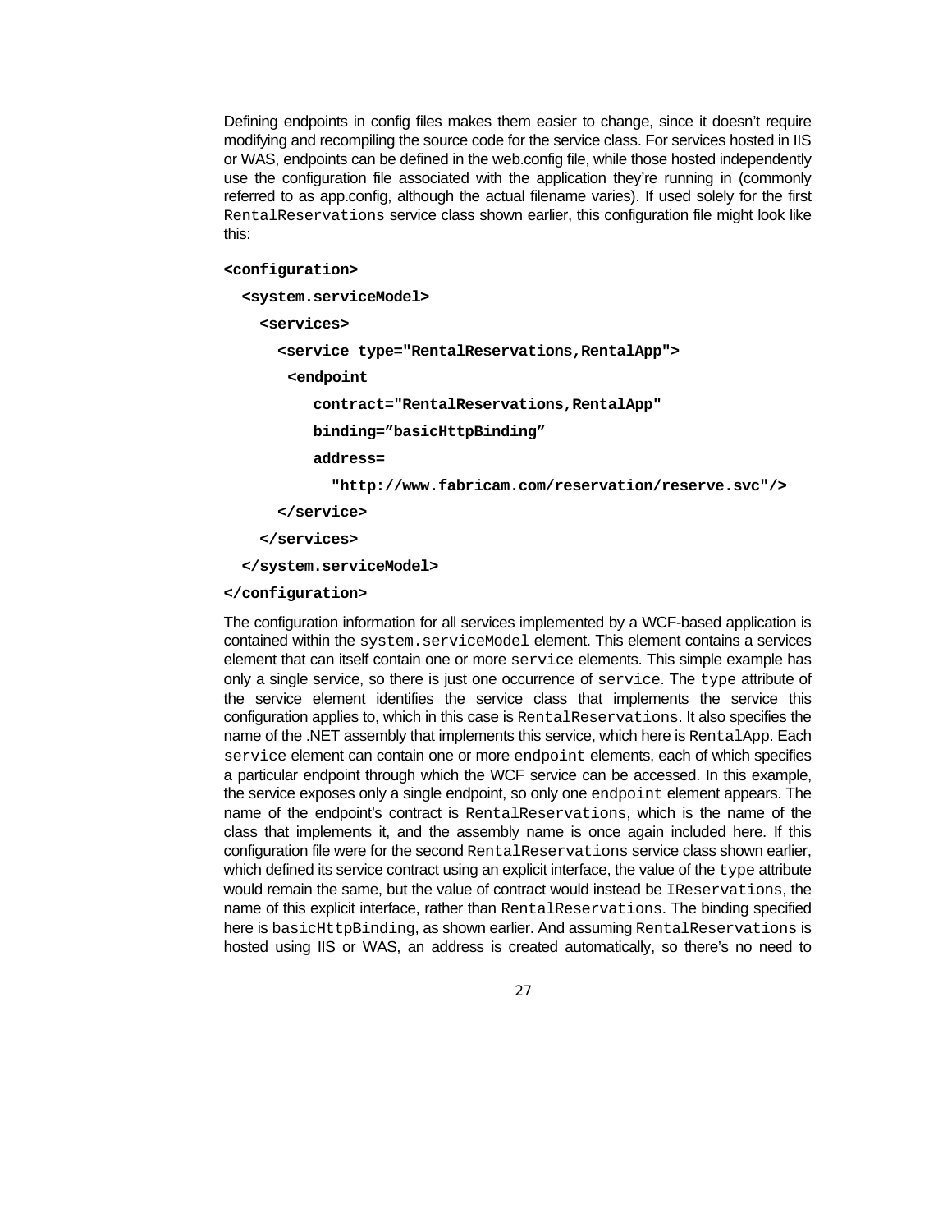Defining endpoints in config files makes them easier to change, since it doesn't require modifying and recompiling the source code for the service class. For services hosted in IIS or WAS, endpoints can be defined in the web.config file, while those hosted independently use the configuration file associated with the application they're running in (commonly referred to as app.config, although the actual filename varies). If used solely for the first `RentalReservations` service class shown earlier, this configuration file might look like this:

```
<configuration>
  <system.serviceModel>
    <services>
      <service type="RentalReservations,RentalApp">
       <endpoint
          contract="RentalReservations,RentalApp"
          binding=”basicHttpBinding”
          address=
            "http://www.fabricam.com/reservation/reserve.svc"/>
      </service>
    </services>
  </system.serviceModel>
</configuration>
```

The configuration information for all services implemented by a WCF-based application is contained within the `system.serviceModel` element. This element contains a services element that can itself contain one or more `service` elements. This simple example has only a single service, so there is just one occurrence of `service`. The `type` attribute of the service element identifies the service class that implements the service this configuration applies to, which in this case is `RentalReservations`. It also specifies the name of the .NET assembly that implements this service, which here is `RentalApp`. Each `service` element can contain one or more `endpoint` elements, each of which specifies a particular endpoint through which the WCF service can be accessed. In this example, the service exposes only a single endpoint, so only one `endpoint` element appears. The name of the endpoint's contract is `RentalReservations`, which is the name of the class that implements it, and the assembly name is once again included here. If this configuration file were for the second `RentalReservations` service class shown earlier, which defined its service contract using an explicit interface, the value of the `type` attribute would remain the same, but the value of contract would instead be `IReservations`, the name of this explicit interface, rather than `RentalReservations`. The binding specified here is `basicHttpBinding`, as shown earlier. And assuming `RentalReservations` is hosted using IIS or WAS, an address is created automatically, so there's no need to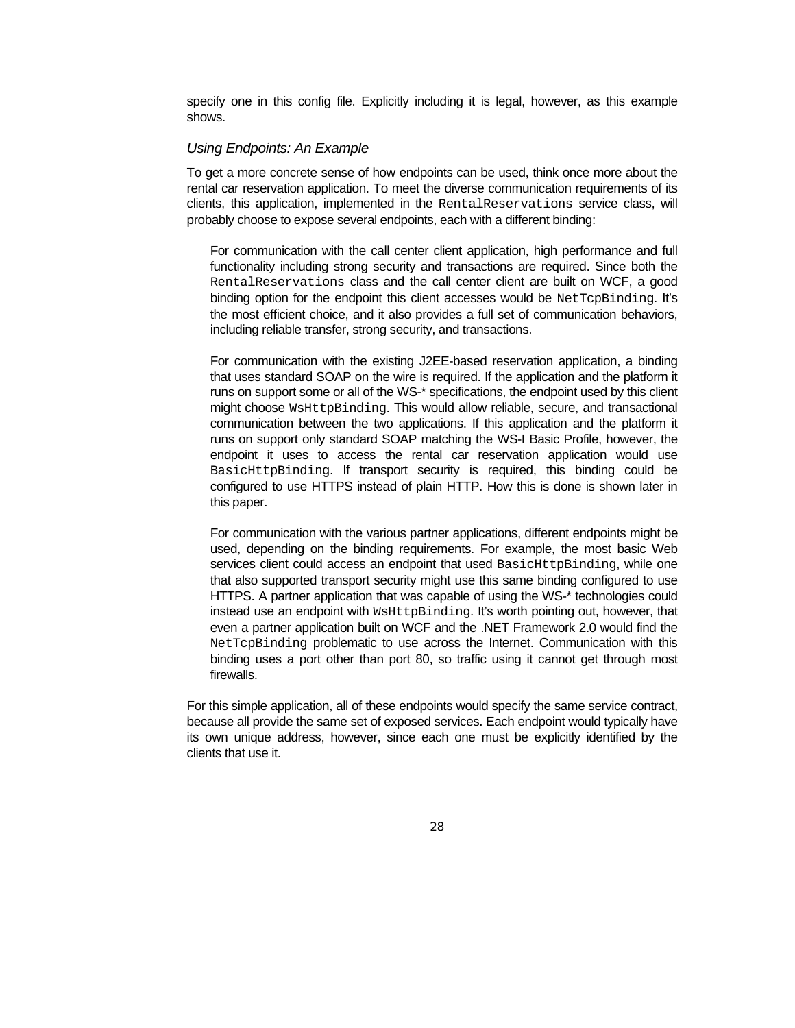specify one in this config file. Explicitly including it is legal, however, as this example shows.

### *Using Endpoints: An Example*

To get a more concrete sense of how endpoints can be used, think once more about the rental car reservation application. To meet the diverse communication requirements of its clients, this application, implemented in the `RentalReservations` service class, will probably choose to expose several endpoints, each with a different binding:

- For communication with the call center client application, high performance and full functionality including strong security and transactions are required. Since both the `RentalReservations` class and the call center client are built on WCF, a good binding option for the endpoint this client accesses would be `NetTcpBinding`. It's the most efficient choice, and it also provides a full set of communication behaviors, including reliable transfer, strong security, and transactions.

- For communication with the existing J2EE-based reservation application, a binding that uses standard SOAP on the wire is required. If the application and the platform it runs on support some or all of the WS-* specifications, the endpoint used by this client might choose `WsHttpBinding`. This would allow reliable, secure, and transactional communication between the two applications. If this application and the platform it runs on support only standard SOAP matching the WS-I Basic Profile, however, the endpoint it uses to access the rental car reservation application would use `BasicHttpBinding`. If transport security is required, this binding could be configured to use HTTPS instead of plain HTTP. How this is done is shown later in this paper.

- For communication with the various partner applications, different endpoints might be used, depending on the binding requirements. For example, the most basic Web services client could access an endpoint that used `BasicHttpBinding`, while one that also supported transport security might use this same binding configured to use HTTPS. A partner application that was capable of using the WS-* technologies could instead use an endpoint with `WsHttpBinding`. It's worth pointing out, however, that even a partner application built on WCF and the .NET Framework 2.0 would find the `NetTcpBinding` problematic to use across the Internet. Communication with this binding uses a port other than port 80, so traffic using it cannot get through most firewalls.

For this simple application, all of these endpoints would specify the same service contract, because all provide the same set of exposed services. Each endpoint would typically have its own unique address, however, since each one must be explicitly identified by the clients that use it.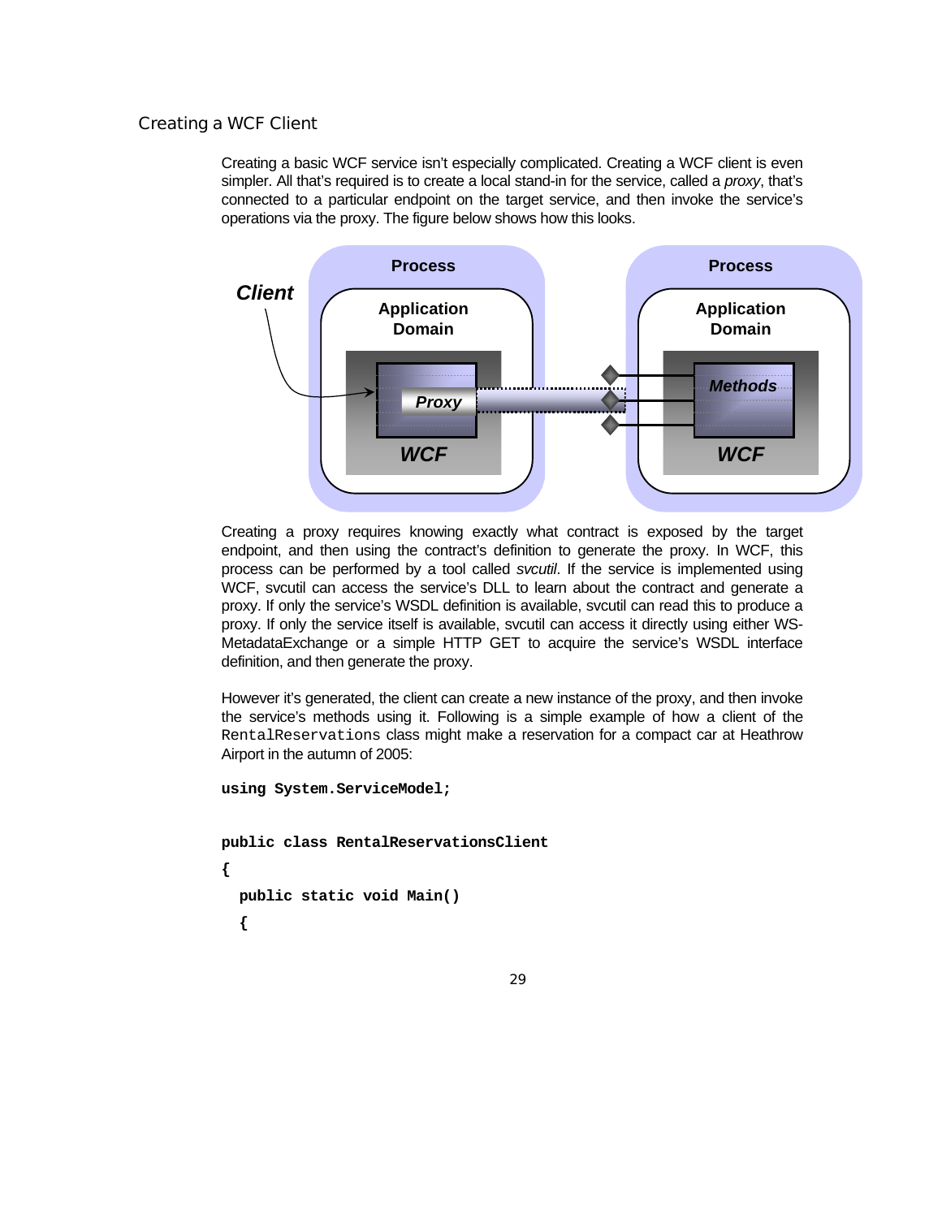## Creating a WCF Client

Creating a basic WCF service isn't especially complicated. Creating a WCF client is even simpler. All that's required is to create a local stand-in for the service, called a *proxy*, that's connected to a particular endpoint on the target service, and then invoke the service's operations via the proxy. The figure below shows how this looks.

Creating a proxy requires knowing exactly what contract is exposed by the target endpoint, and then using the contract's definition to generate the proxy. In WCF, this process can be performed by a tool called *svcutil*. If the service is implemented using WCF, svcutil can access the service's DLL to learn about the contract and generate a proxy. If only the service's WSDL definition is available, svcutil can read this to produce a proxy. If only the service itself is available, svcutil can access it directly using either WS-MetadataExchange or a simple HTTP GET to acquire the service's WSDL interface definition, and then generate the proxy.

However it's generated, the client can create a new instance of the proxy, and then invoke the service's methods using it. Following is a simple example of how a client of the `RentalReservations` class might make a reservation for a compact car at Heathrow Airport in the autumn of 2005:

```
using System.ServiceModel;

public class RentalReservationsClient
{
  public static void Main()
  {
```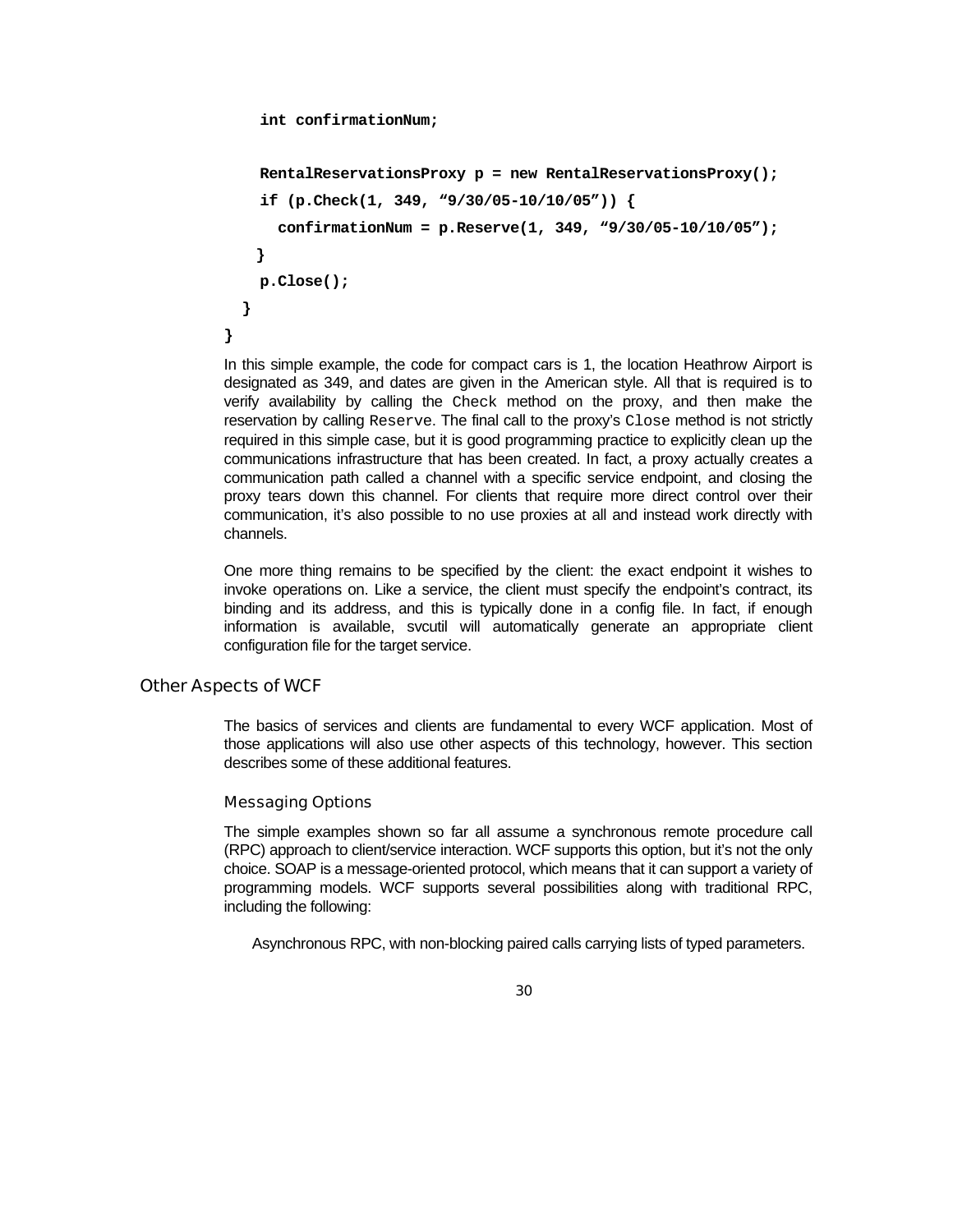```
    int confirmationNum;

    RentalReservationsProxy p = new RentalReservationsProxy();
    if (p.Check(1, 349, “9/30/05-10/10/05”)) {
      confirmationNum = p.Reserve(1, 349, “9/30/05-10/10/05”);
    }
    p.Close();
  }
}
```

In this simple example, the code for compact cars is 1, the location Heathrow Airport is designated as 349, and dates are given in the American style. All that is required is to verify availability by calling the `Check` method on the proxy, and then make the reservation by calling `Reserve`. The final call to the proxy's `Close` method is not strictly required in this simple case, but it is good programming practice to explicitly clean up the communications infrastructure that has been created. In fact, a proxy actually creates a communication path called a channel with a specific service endpoint, and closing the proxy tears down this channel. For clients that require more direct control over their communication, it's also possible to no use proxies at all and instead work directly with channels.

One more thing remains to be specified by the client: the exact endpoint it wishes to invoke operations on. Like a service, the client must specify the endpoint's contract, its binding and its address, and this is typically done in a config file. In fact, if enough information is available, svcutil will automatically generate an appropriate client configuration file for the target service.

## Other Aspects of WCF

The basics of services and clients are fundamental to every WCF application. Most of those applications will also use other aspects of this technology, however. This section describes some of these additional features.

### Messaging Options

The simple examples shown so far all assume a synchronous remote procedure call (RPC) approach to client/service interaction. WCF supports this option, but it's not the only choice. SOAP is a message-oriented protocol, which means that it can support a variety of programming models. WCF supports several possibilities along with traditional RPC, including the following:

- Asynchronous RPC, with non-blocking paired calls carrying lists of typed parameters.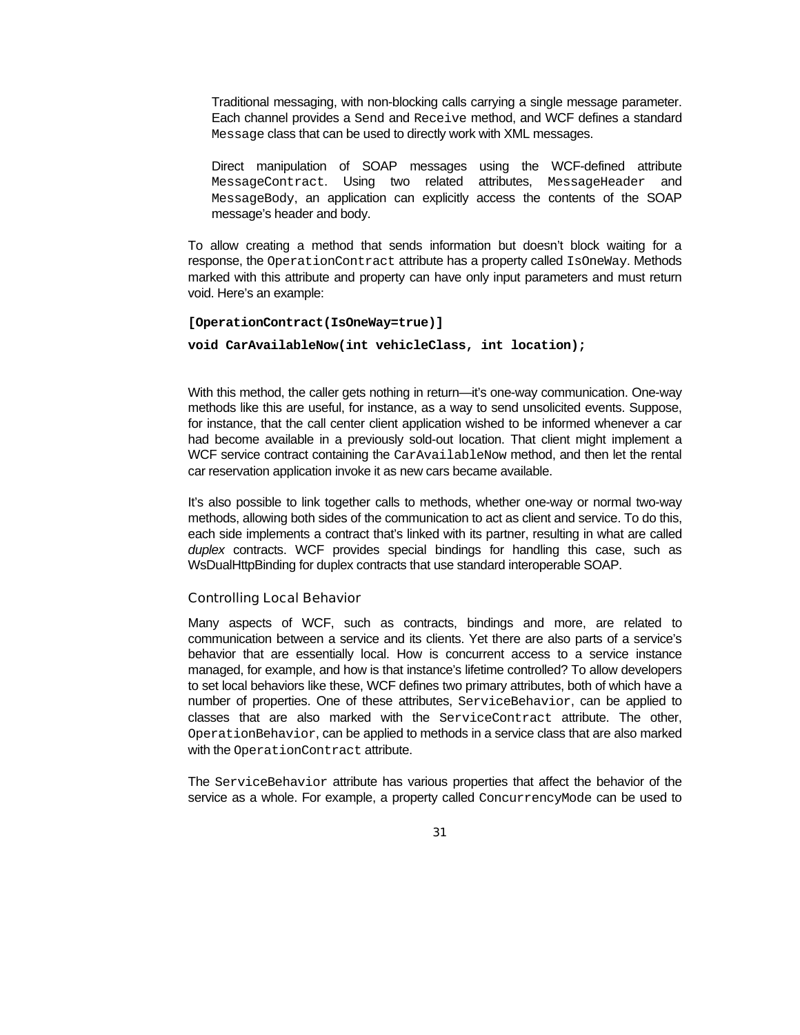Traditional messaging, with non-blocking calls carrying a single message parameter. Each channel provides a `Send` and `Receive` method, and WCF defines a standard `Message` class that can be used to directly work with XML messages.

Direct manipulation of SOAP messages using the WCF-defined attribute `MessageContract`. Using two related attributes, `MessageHeader` and `MessageBody`, an application can explicitly access the contents of the SOAP message's header and body.

To allow creating a method that sends information but doesn't block waiting for a response, the `OperationContract` attribute has a property called `IsOneWay`. Methods marked with this attribute and property can have only input parameters and must return void. Here's an example:

```
[OperationContract(IsOneWay=true)]
void CarAvailableNow(int vehicleClass, int location);
```

With this method, the caller gets nothing in return—it's one-way communication. One-way methods like this are useful, for instance, as a way to send unsolicited events. Suppose, for instance, that the call center client application wished to be informed whenever a car had become available in a previously sold-out location. That client might implement a WCF service contract containing the `CarAvailableNow` method, and then let the rental car reservation application invoke it as new cars became available.

It's also possible to link together calls to methods, whether one-way or normal two-way methods, allowing both sides of the communication to act as client and service. To do this, each side implements a contract that's linked with its partner, resulting in what are called *duplex* contracts. WCF provides special bindings for handling this case, such as WsDualHttpBinding for duplex contracts that use standard interoperable SOAP.

### Controlling Local Behavior

Many aspects of WCF, such as contracts, bindings and more, are related to communication between a service and its clients. Yet there are also parts of a service's behavior that are essentially local. How is concurrent access to a service instance managed, for example, and how is that instance's lifetime controlled? To allow developers to set local behaviors like these, WCF defines two primary attributes, both of which have a number of properties. One of these attributes, `ServiceBehavior`, can be applied to classes that are also marked with the `ServiceContract` attribute. The other, `OperationBehavior`, can be applied to methods in a service class that are also marked with the `OperationContract` attribute.

The `ServiceBehavior` attribute has various properties that affect the behavior of the service as a whole. For example, a property called `ConcurrencyMode` can be used to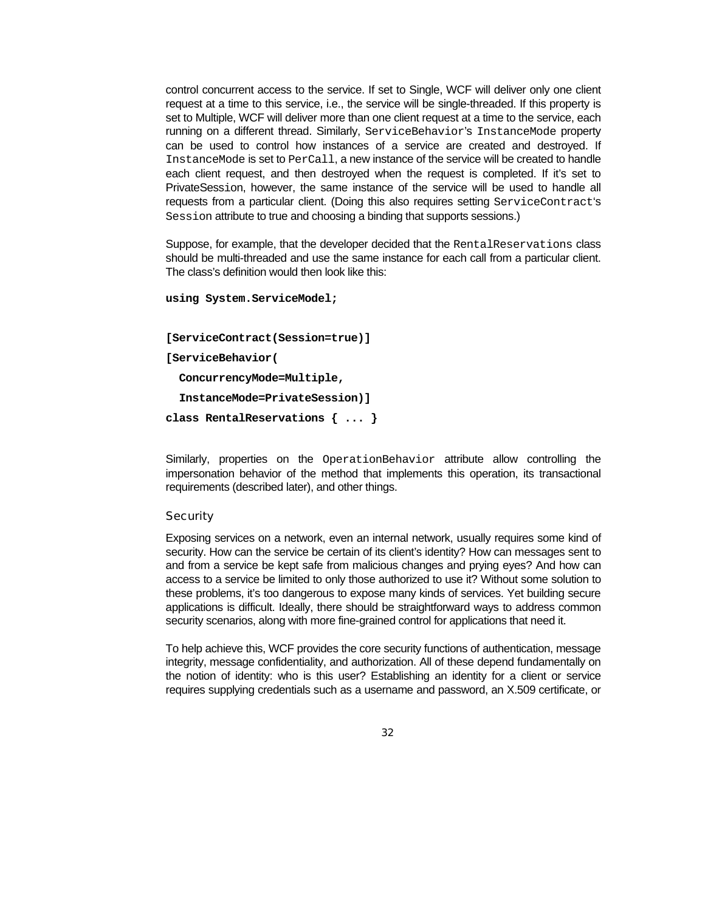control concurrent access to the service. If set to Single, WCF will deliver only one client request at a time to this service, i.e., the service will be single-threaded. If this property is set to Multiple, WCF will deliver more than one client request at a time to the service, each running on a different thread. Similarly, `ServiceBehavior`'s `InstanceMode` property can be used to control how instances of a service are created and destroyed. If `InstanceMode` is set to `PerCall`, a new instance of the service will be created to handle each client request, and then destroyed when the request is completed. If it's set to PrivateSession, however, the same instance of the service will be used to handle all requests from a particular client. (Doing this also requires setting `ServiceContract`'s `Session` attribute to true and choosing a binding that supports sessions.)

Suppose, for example, that the developer decided that the `RentalReservations` class should be multi-threaded and use the same instance for each call from a particular client. The class's definition would then look like this:

```
using System.ServiceModel;

[ServiceContract(Session=true)]
[ServiceBehavior(
  ConcurrencyMode=Multiple,
  InstanceMode=PrivateSession)]
class RentalReservations { ... }
```

Similarly, properties on the `OperationBehavior` attribute allow controlling the impersonation behavior of the method that implements this operation, its transactional requirements (described later), and other things.

### Security

Exposing services on a network, even an internal network, usually requires some kind of security. How can the service be certain of its client's identity? How can messages sent to and from a service be kept safe from malicious changes and prying eyes? And how can access to a service be limited to only those authorized to use it? Without some solution to these problems, it's too dangerous to expose many kinds of services. Yet building secure applications is difficult. Ideally, there should be straightforward ways to address common security scenarios, along with more fine-grained control for applications that need it.

To help achieve this, WCF provides the core security functions of authentication, message integrity, message confidentiality, and authorization. All of these depend fundamentally on the notion of identity: who is this user? Establishing an identity for a client or service requires supplying credentials such as a username and password, an X.509 certificate, or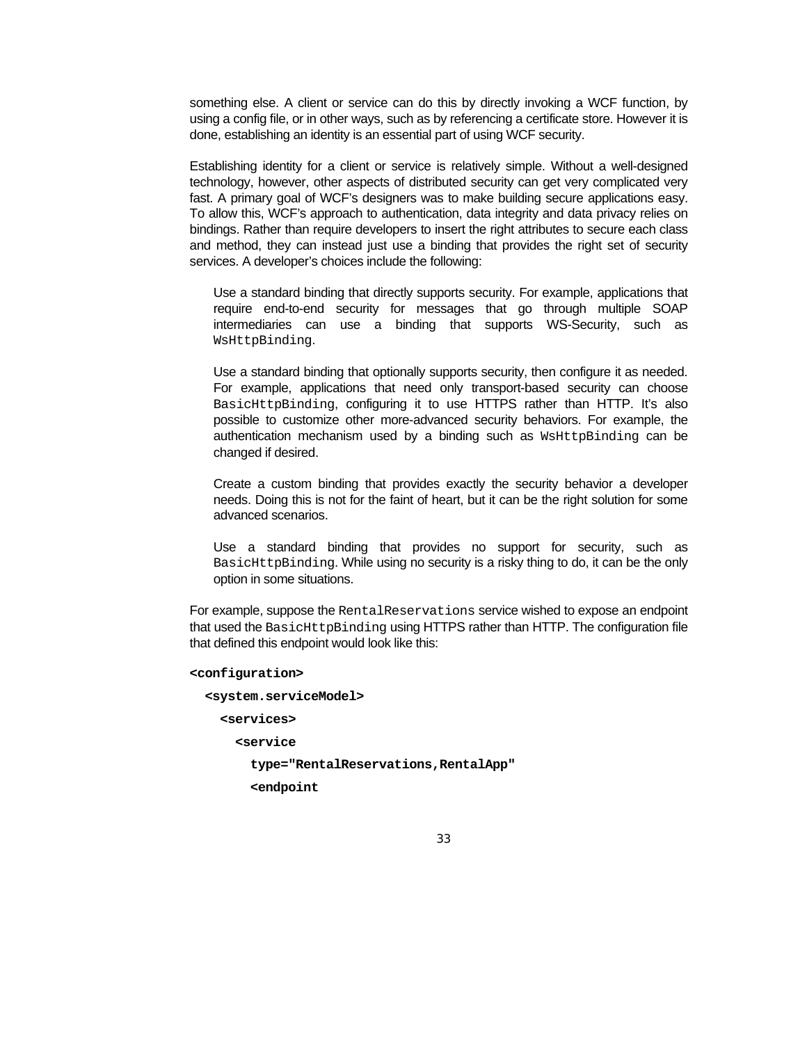something else. A client or service can do this by directly invoking a WCF function, by using a config file, or in other ways, such as by referencing a certificate store. However it is done, establishing an identity is an essential part of using WCF security.

Establishing identity for a client or service is relatively simple. Without a well-designed technology, however, other aspects of distributed security can get very complicated very fast. A primary goal of WCF's designers was to make building secure applications easy. To allow this, WCF's approach to authentication, data integrity and data privacy relies on bindings. Rather than require developers to insert the right attributes to secure each class and method, they can instead just use a binding that provides the right set of security services. A developer's choices include the following:

- Use a standard binding that directly supports security. For example, applications that require end-to-end security for messages that go through multiple SOAP intermediaries can use a binding that supports WS-Security, such as `WsHttpBinding`.

- Use a standard binding that optionally supports security, then configure it as needed. For example, applications that need only transport-based security can choose `BasicHttpBinding`, configuring it to use HTTPS rather than HTTP. It's also possible to customize other more-advanced security behaviors. For example, the authentication mechanism used by a binding such as `WsHttpBinding` can be changed if desired.

- Create a custom binding that provides exactly the security behavior a developer needs. Doing this is not for the faint of heart, but it can be the right solution for some advanced scenarios.

- Use a standard binding that provides no support for security, such as `BasicHttpBinding`. While using no security is a risky thing to do, it can be the only option in some situations.

For example, suppose the `RentalReservations` service wished to expose an endpoint that used the `BasicHttpBinding` using HTTPS rather than HTTP. The configuration file that defined this endpoint would look like this:

```
<configuration>
  <system.serviceModel>
    <services>
      <service
        type="RentalReservations,RentalApp"
        <endpoint
```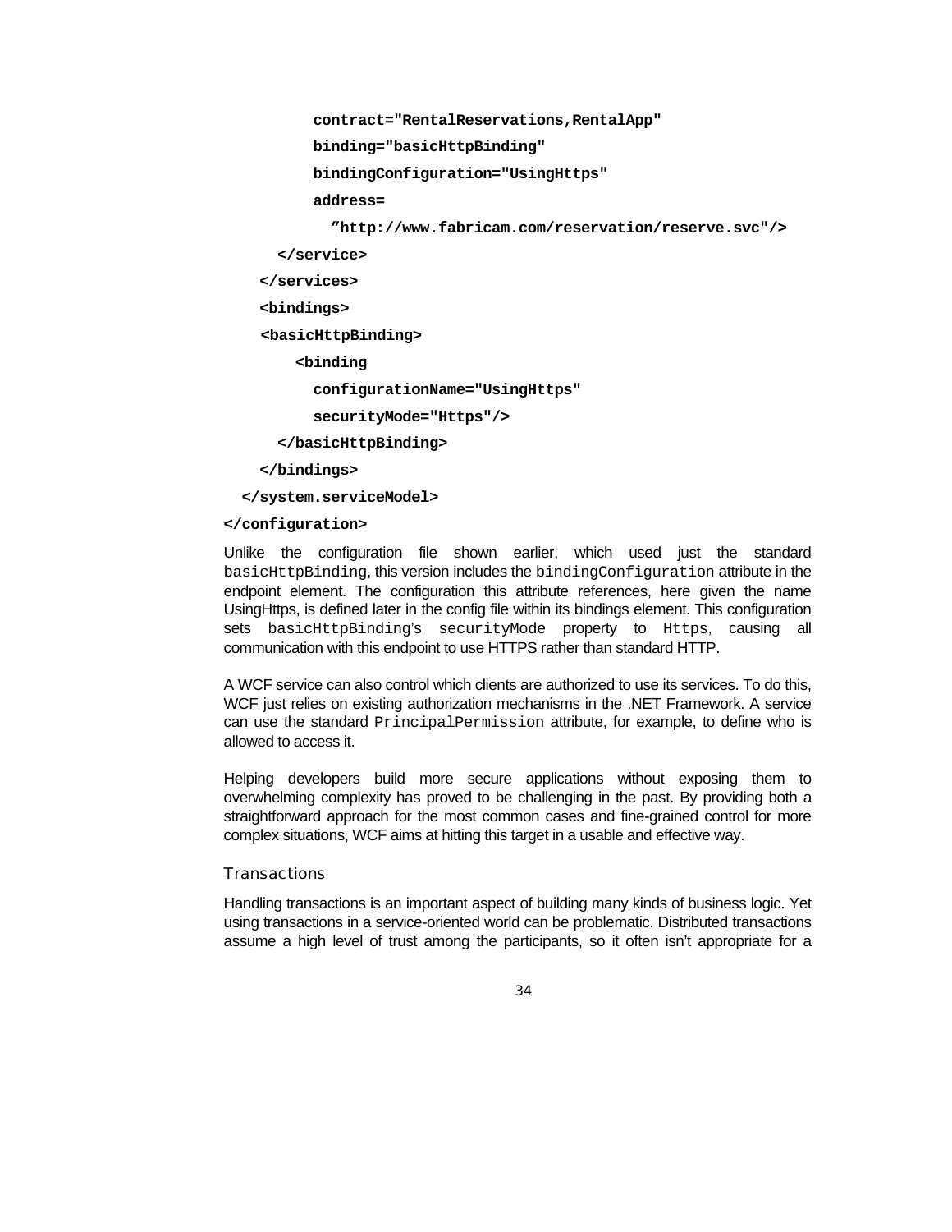```
          contract="RentalReservations,RentalApp"
          binding="basicHttpBinding"
          bindingConfiguration="UsingHttps"
          address=
            ”http://www.fabricam.com/reservation/reserve.svc"/>
      </service>
    </services>
    <bindings>
    <basicHttpBinding>
        <binding
          configurationName="UsingHttps"
          securityMode="Https"/>
      </basicHttpBinding>
    </bindings>
  </system.serviceModel>
</configuration>
```

Unlike the configuration file shown earlier, which used just the standard `basicHttpBinding`, this version includes the `bindingConfiguration` attribute in the endpoint element. The configuration this attribute references, here given the name UsingHttps, is defined later in the config file within its bindings element. This configuration sets `basicHttpBinding`'s `securityMode` property to `Https`, causing all communication with this endpoint to use HTTPS rather than standard HTTP.

A WCF service can also control which clients are authorized to use its services. To do this, WCF just relies on existing authorization mechanisms in the .NET Framework. A service can use the standard `PrincipalPermission` attribute, for example, to define who is allowed to access it.

Helping developers build more secure applications without exposing them to overwhelming complexity has proved to be challenging in the past. By providing both a straightforward approach for the most common cases and fine-grained control for more complex situations, WCF aims at hitting this target in a usable and effective way.

### Transactions

Handling transactions is an important aspect of building many kinds of business logic. Yet using transactions in a service-oriented world can be problematic. Distributed transactions assume a high level of trust among the participants, so it often isn't appropriate for a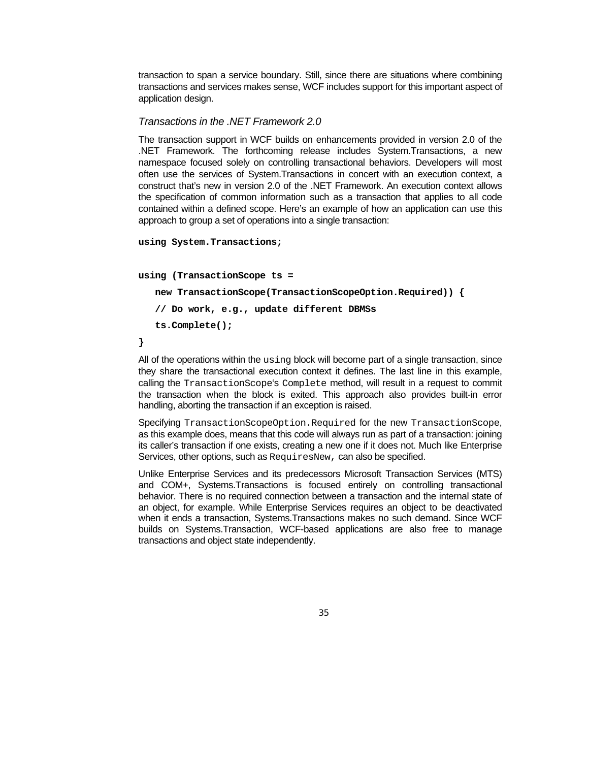transaction to span a service boundary. Still, since there are situations where combining transactions and services makes sense, WCF includes support for this important aspect of application design.

### *Transactions in the .NET Framework 2.0*

The transaction support in WCF builds on enhancements provided in version 2.0 of the .NET Framework. The forthcoming release includes System.Transactions, a new namespace focused solely on controlling transactional behaviors. Developers will most often use the services of System.Transactions in concert with an execution context, a construct that's new in version 2.0 of the .NET Framework. An execution context allows the specification of common information such as a transaction that applies to all code contained within a defined scope. Here's an example of how an application can use this approach to group a set of operations into a single transaction:

```
using System.Transactions;


using (TransactionScope ts =
   new TransactionScope(TransactionScopeOption.Required)) {
   // Do work, e.g., update different DBMSs
   ts.Complete();
}
```

All of the operations within the `using` block will become part of a single transaction, since they share the transactional execution context it defines. The last line in this example, calling the `TransactionScope`'s `Complete` method, will result in a request to commit the transaction when the block is exited. This approach also provides built-in error handling, aborting the transaction if an exception is raised.

Specifying `TransactionScopeOption.Required` for the new `TransactionScope`, as this example does, means that this code will always run as part of a transaction: joining its caller's transaction if one exists, creating a new one if it does not. Much like Enterprise Services, other options, such as `RequiresNew,` can also be specified.

Unlike Enterprise Services and its predecessors Microsoft Transaction Services (MTS) and COM+, Systems.Transactions is focused entirely on controlling transactional behavior. There is no required connection between a transaction and the internal state of an object, for example. While Enterprise Services requires an object to be deactivated when it ends a transaction, Systems.Transactions makes no such demand. Since WCF builds on Systems.Transaction, WCF-based applications are also free to manage transactions and object state independently.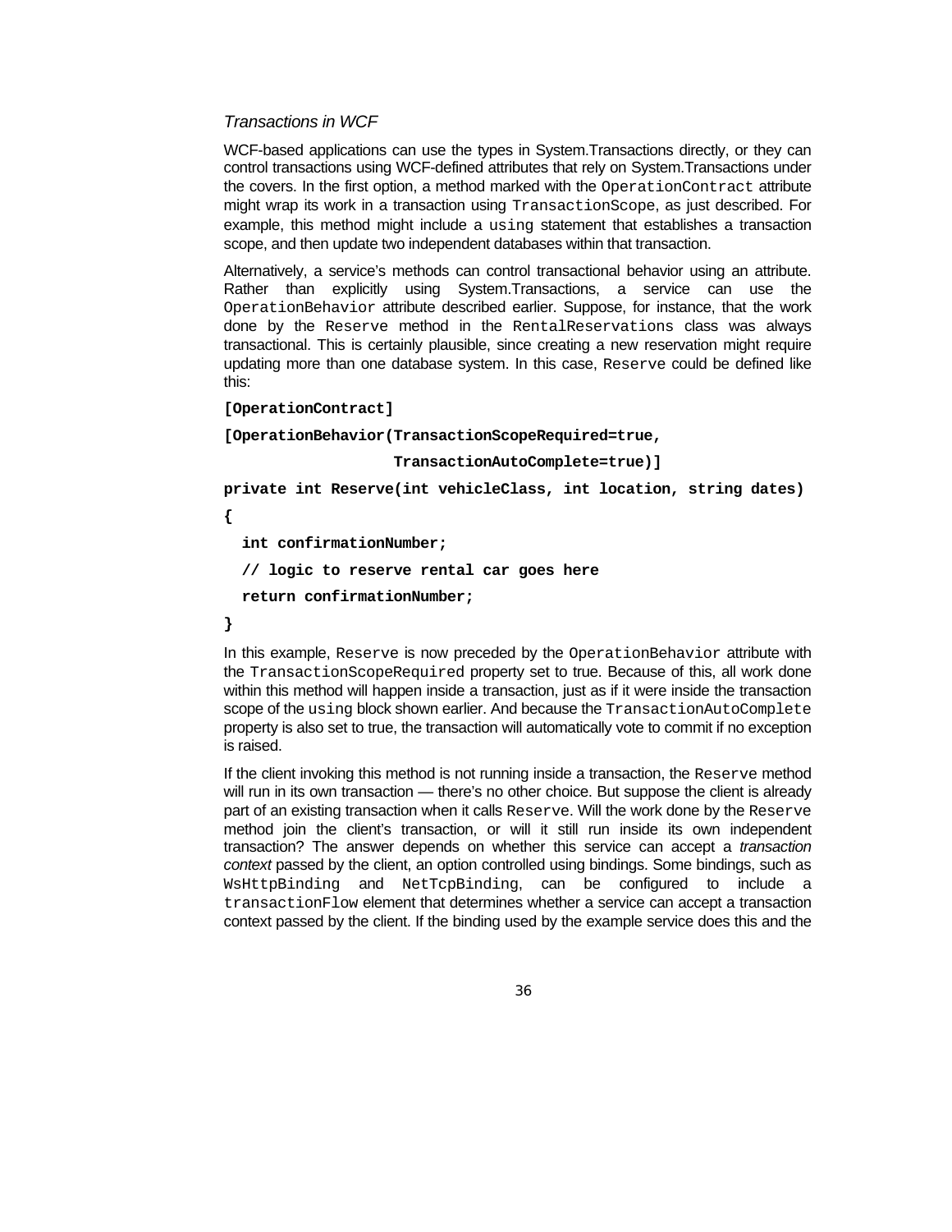*Transactions in WCF*

WCF-based applications can use the types in System.Transactions directly, or they can control transactions using WCF-defined attributes that rely on System.Transactions under the covers. In the first option, a method marked with the `OperationContract` attribute might wrap its work in a transaction using `TransactionScope`, as just described. For example, this method might include a `using` statement that establishes a transaction scope, and then update two independent databases within that transaction.

Alternatively, a service's methods can control transactional behavior using an attribute. Rather than explicitly using System.Transactions, a service can use the `OperationBehavior` attribute described earlier. Suppose, for instance, that the work done by the `Reserve` method in the `RentalReservations` class was always transactional. This is certainly plausible, since creating a new reservation might require updating more than one database system. In this case, `Reserve` could be defined like this:

```
[OperationContract]
[OperationBehavior(TransactionScopeRequired=true,
                   TransactionAutoComplete=true)]
private int Reserve(int vehicleClass, int location, string dates)
{
  int confirmationNumber;
  // logic to reserve rental car goes here
  return confirmationNumber;
}
```

In this example, `Reserve` is now preceded by the `OperationBehavior` attribute with the `TransactionScopeRequired` property set to true. Because of this, all work done within this method will happen inside a transaction, just as if it were inside the transaction scope of the `using` block shown earlier. And because the `TransactionAutoComplete` property is also set to true, the transaction will automatically vote to commit if no exception is raised.

If the client invoking this method is not running inside a transaction, the `Reserve` method will run in its own transaction — there's no other choice. But suppose the client is already part of an existing transaction when it calls `Reserve`. Will the work done by the `Reserve` method join the client's transaction, or will it still run inside its own independent transaction? The answer depends on whether this service can accept a *transaction context* passed by the client, an option controlled using bindings. Some bindings, such as `WsHttpBinding` and `NetTcpBinding`, can be configured to include a `transactionFlow` element that determines whether a service can accept a transaction context passed by the client. If the binding used by the example service does this and the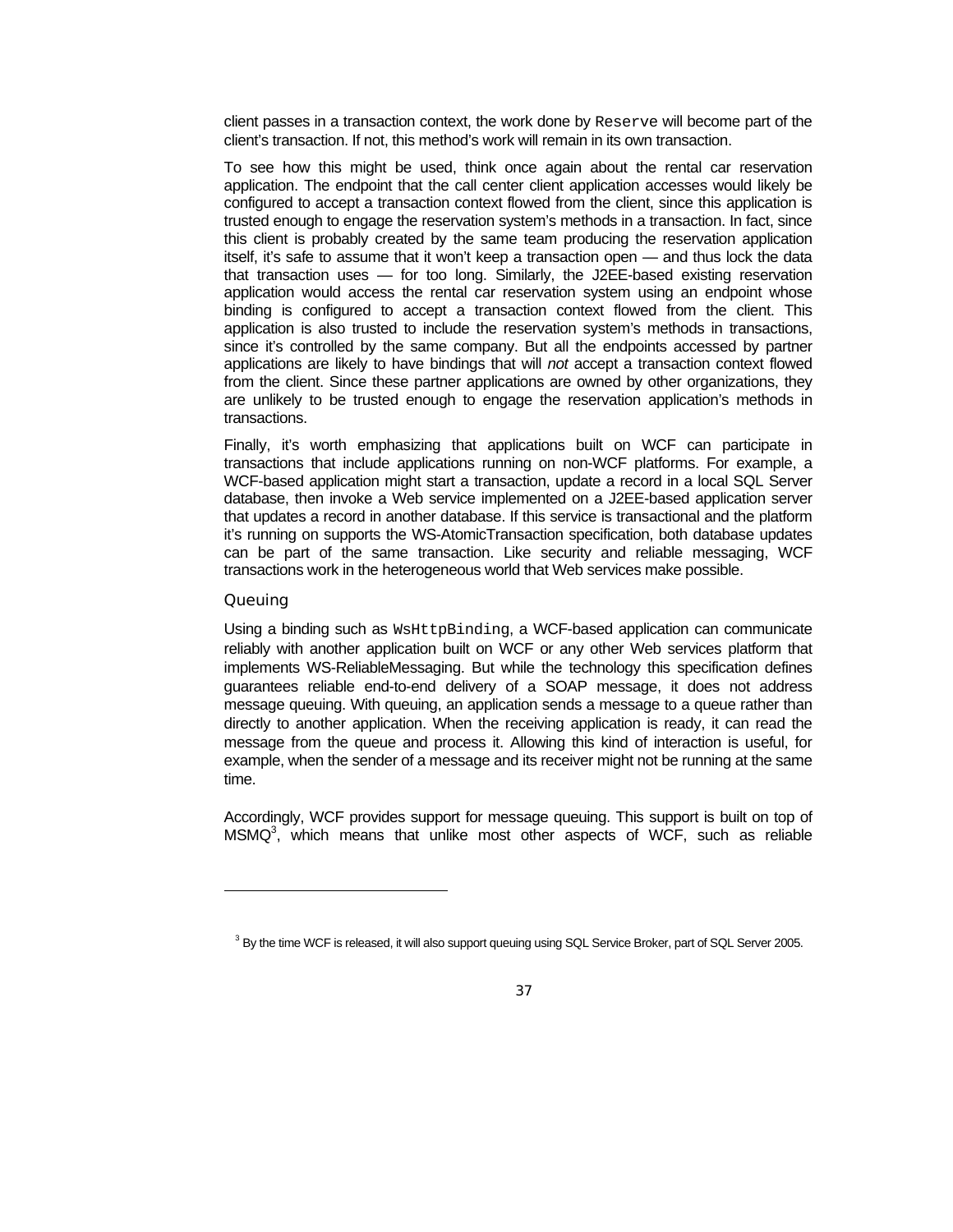client passes in a transaction context, the work done by `Reserve` will become part of the client's transaction. If not, this method's work will remain in its own transaction.

To see how this might be used, think once again about the rental car reservation application. The endpoint that the call center client application accesses would likely be configured to accept a transaction context flowed from the client, since this application is trusted enough to engage the reservation system's methods in a transaction. In fact, since this client is probably created by the same team producing the reservation application itself, it's safe to assume that it won't keep a transaction open — and thus lock the data that transaction uses — for too long. Similarly, the J2EE-based existing reservation application would access the rental car reservation system using an endpoint whose binding is configured to accept a transaction context flowed from the client. This application is also trusted to include the reservation system's methods in transactions, since it's controlled by the same company. But all the endpoints accessed by partner applications are likely to have bindings that will *not* accept a transaction context flowed from the client. Since these partner applications are owned by other organizations, they are unlikely to be trusted enough to engage the reservation application's methods in transactions.

Finally, it's worth emphasizing that applications built on WCF can participate in transactions that include applications running on non-WCF platforms. For example, a WCF-based application might start a transaction, update a record in a local SQL Server database, then invoke a Web service implemented on a J2EE-based application server that updates a record in another database. If this service is transactional and the platform it's running on supports the WS-AtomicTransaction specification, both database updates can be part of the same transaction. Like security and reliable messaging, WCF transactions work in the heterogeneous world that Web services make possible.

### Queuing

Using a binding such as `WsHttpBinding`, a WCF-based application can communicate reliably with another application built on WCF or any other Web services platform that implements WS-ReliableMessaging. But while the technology this specification defines guarantees reliable end-to-end delivery of a SOAP message, it does not address message queuing. With queuing, an application sends a message to a queue rather than directly to another application. When the receiving application is ready, it can read the message from the queue and process it. Allowing this kind of interaction is useful, for example, when the sender of a message and its receiver might not be running at the same time.

Accordingly, WCF provides support for message queuing. This support is built on top of MSMQ[3], which means that unlike most other aspects of WCF, such as reliable

---

[3] By the time WCF is released, it will also support queuing using SQL Service Broker, part of SQL Server 2005.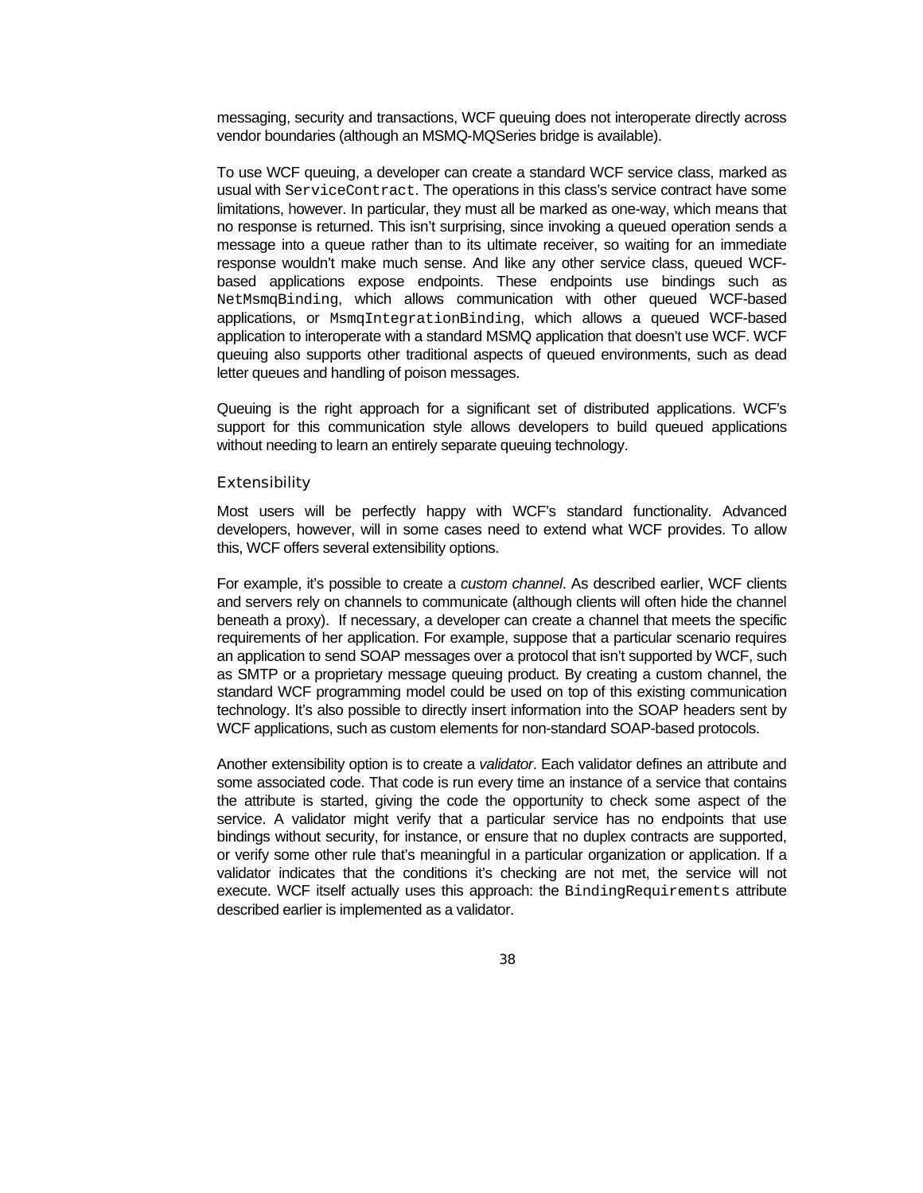messaging, security and transactions, WCF queuing does not interoperate directly across vendor boundaries (although an MSMQ-MQSeries bridge is available).

To use WCF queuing, a developer can create a standard WCF service class, marked as usual with `ServiceContract`. The operations in this class's service contract have some limitations, however. In particular, they must all be marked as one-way, which means that no response is returned. This isn't surprising, since invoking a queued operation sends a message into a queue rather than to its ultimate receiver, so waiting for an immediate response wouldn't make much sense. And like any other service class, queued WCF-based applications expose endpoints. These endpoints use bindings such as `NetMsmqBinding`, which allows communication with other queued WCF-based applications, or `MsmqIntegrationBinding`, which allows a queued WCF-based application to interoperate with a standard MSMQ application that doesn't use WCF. WCF queuing also supports other traditional aspects of queued environments, such as dead letter queues and handling of poison messages.

Queuing is the right approach for a significant set of distributed applications. WCF's support for this communication style allows developers to build queued applications without needing to learn an entirely separate queuing technology.

### Extensibility

Most users will be perfectly happy with WCF's standard functionality. Advanced developers, however, will in some cases need to extend what WCF provides. To allow this, WCF offers several extensibility options.

For example, it's possible to create a *custom channel*. As described earlier, WCF clients and servers rely on channels to communicate (although clients will often hide the channel beneath a proxy). If necessary, a developer can create a channel that meets the specific requirements of her application. For example, suppose that a particular scenario requires an application to send SOAP messages over a protocol that isn't supported by WCF, such as SMTP or a proprietary message queuing product. By creating a custom channel, the standard WCF programming model could be used on top of this existing communication technology. It's also possible to directly insert information into the SOAP headers sent by WCF applications, such as custom elements for non-standard SOAP-based protocols.

Another extensibility option is to create a *validator*. Each validator defines an attribute and some associated code. That code is run every time an instance of a service that contains the attribute is started, giving the code the opportunity to check some aspect of the service. A validator might verify that a particular service has no endpoints that use bindings without security, for instance, or ensure that no duplex contracts are supported, or verify some other rule that's meaningful in a particular organization or application. If a validator indicates that the conditions it's checking are not met, the service will not execute. WCF itself actually uses this approach: the `BindingRequirements` attribute described earlier is implemented as a validator.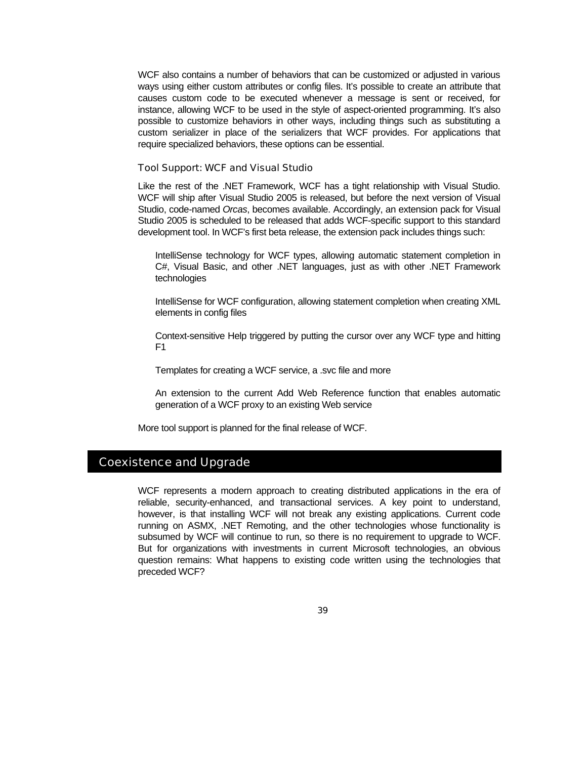WCF also contains a number of behaviors that can be customized or adjusted in various ways using either custom attributes or config files. It's possible to create an attribute that causes custom code to be executed whenever a message is sent or received, for instance, allowing WCF to be used in the style of aspect-oriented programming. It's also possible to customize behaviors in other ways, including things such as substituting a custom serializer in place of the serializers that WCF provides. For applications that require specialized behaviors, these options can be essential.

### Tool Support: WCF and Visual Studio

Like the rest of the .NET Framework, WCF has a tight relationship with Visual Studio. WCF will ship after Visual Studio 2005 is released, but before the next version of Visual Studio, code-named *Orcas*, becomes available. Accordingly, an extension pack for Visual Studio 2005 is scheduled to be released that adds WCF-specific support to this standard development tool. In WCF's first beta release, the extension pack includes things such:

- IntelliSense technology for WCF types, allowing automatic statement completion in C#, Visual Basic, and other .NET languages, just as with other .NET Framework technologies
- IntelliSense for WCF configuration, allowing statement completion when creating XML elements in config files
- Context-sensitive Help triggered by putting the cursor over any WCF type and hitting F1
- Templates for creating a WCF service, a .svc file and more
- An extension to the current Add Web Reference function that enables automatic generation of a WCF proxy to an existing Web service

More tool support is planned for the final release of WCF.

## Coexistence and Upgrade

WCF represents a modern approach to creating distributed applications in the era of reliable, security-enhanced, and transactional services. A key point to understand, however, is that installing WCF will not break any existing applications. Current code running on ASMX, .NET Remoting, and the other technologies whose functionality is subsumed by WCF will continue to run, so there is no requirement to upgrade to WCF. But for organizations with investments in current Microsoft technologies, an obvious question remains: What happens to existing code written using the technologies that preceded WCF?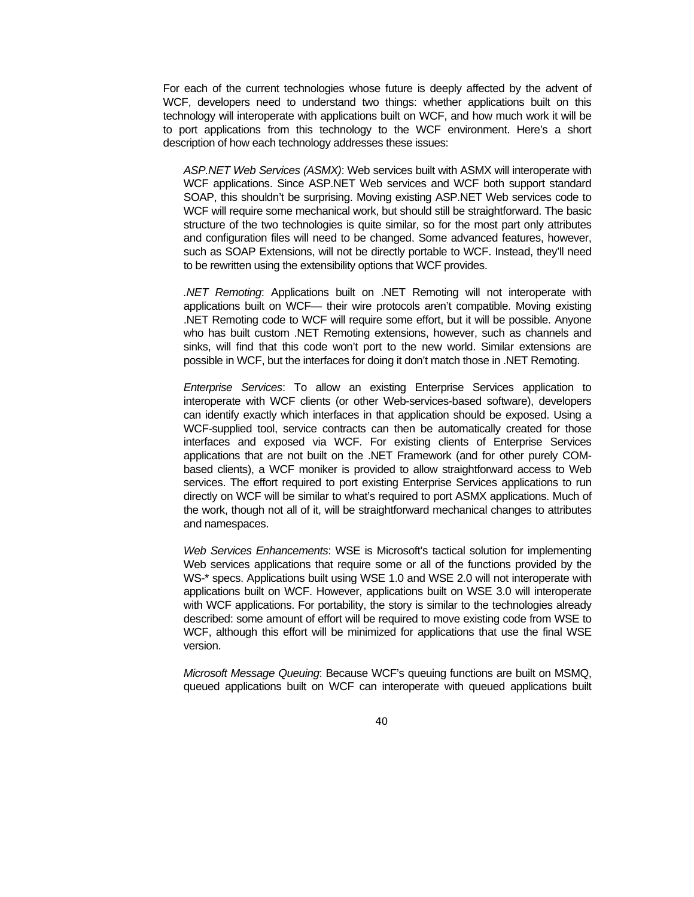For each of the current technologies whose future is deeply affected by the advent of WCF, developers need to understand two things: whether applications built on this technology will interoperate with applications built on WCF, and how much work it will be to port applications from this technology to the WCF environment. Here's a short description of how each technology addresses these issues:

*ASP.NET Web Services (ASMX)*: Web services built with ASMX will interoperate with WCF applications. Since ASP.NET Web services and WCF both support standard SOAP, this shouldn't be surprising. Moving existing ASP.NET Web services code to WCF will require some mechanical work, but should still be straightforward. The basic structure of the two technologies is quite similar, so for the most part only attributes and configuration files will need to be changed. Some advanced features, however, such as SOAP Extensions, will not be directly portable to WCF. Instead, they'll need to be rewritten using the extensibility options that WCF provides.

*.NET Remoting*: Applications built on .NET Remoting will not interoperate with applications built on WCF— their wire protocols aren't compatible. Moving existing .NET Remoting code to WCF will require some effort, but it will be possible. Anyone who has built custom .NET Remoting extensions, however, such as channels and sinks, will find that this code won't port to the new world. Similar extensions are possible in WCF, but the interfaces for doing it don't match those in .NET Remoting.

*Enterprise Services*: To allow an existing Enterprise Services application to interoperate with WCF clients (or other Web-services-based software), developers can identify exactly which interfaces in that application should be exposed. Using a WCF-supplied tool, service contracts can then be automatically created for those interfaces and exposed via WCF. For existing clients of Enterprise Services applications that are not built on the .NET Framework (and for other purely COM-based clients), a WCF moniker is provided to allow straightforward access to Web services. The effort required to port existing Enterprise Services applications to run directly on WCF will be similar to what's required to port ASMX applications. Much of the work, though not all of it, will be straightforward mechanical changes to attributes and namespaces.

*Web Services Enhancements*: WSE is Microsoft's tactical solution for implementing Web services applications that require some or all of the functions provided by the WS-* specs. Applications built using WSE 1.0 and WSE 2.0 will not interoperate with applications built on WCF. However, applications built on WSE 3.0 will interoperate with WCF applications. For portability, the story is similar to the technologies already described: some amount of effort will be required to move existing code from WSE to WCF, although this effort will be minimized for applications that use the final WSE version.

*Microsoft Message Queuing*: Because WCF's queuing functions are built on MSMQ, queued applications built on WCF can interoperate with queued applications built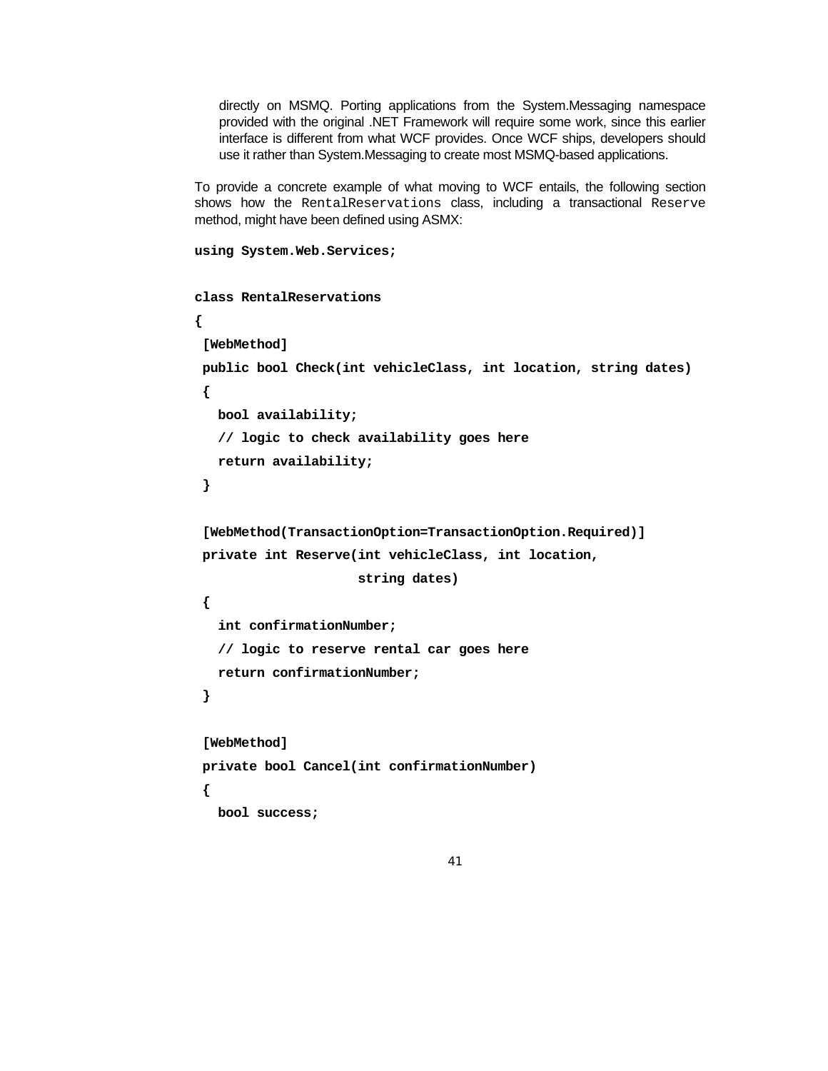directly on MSMQ. Porting applications from the System.Messaging namespace provided with the original .NET Framework will require some work, since this earlier interface is different from what WCF provides. Once WCF ships, developers should use it rather than System.Messaging to create most MSMQ-based applications.

To provide a concrete example of what moving to WCF entails, the following section shows how the `RentalReservations` class, including a transactional `Reserve` method, might have been defined using ASMX:

```
using System.Web.Services;

class RentalReservations
{
 [WebMethod]
 public bool Check(int vehicleClass, int location, string dates)
 {
   bool availability;
   // logic to check availability goes here
   return availability;
 }

 [WebMethod(TransactionOption=TransactionOption.Required)]
 private int Reserve(int vehicleClass, int location,
                    string dates)
 {
   int confirmationNumber;
   // logic to reserve rental car goes here
   return confirmationNumber;
 }

 [WebMethod]
 private bool Cancel(int confirmationNumber)
 {
   bool success;
```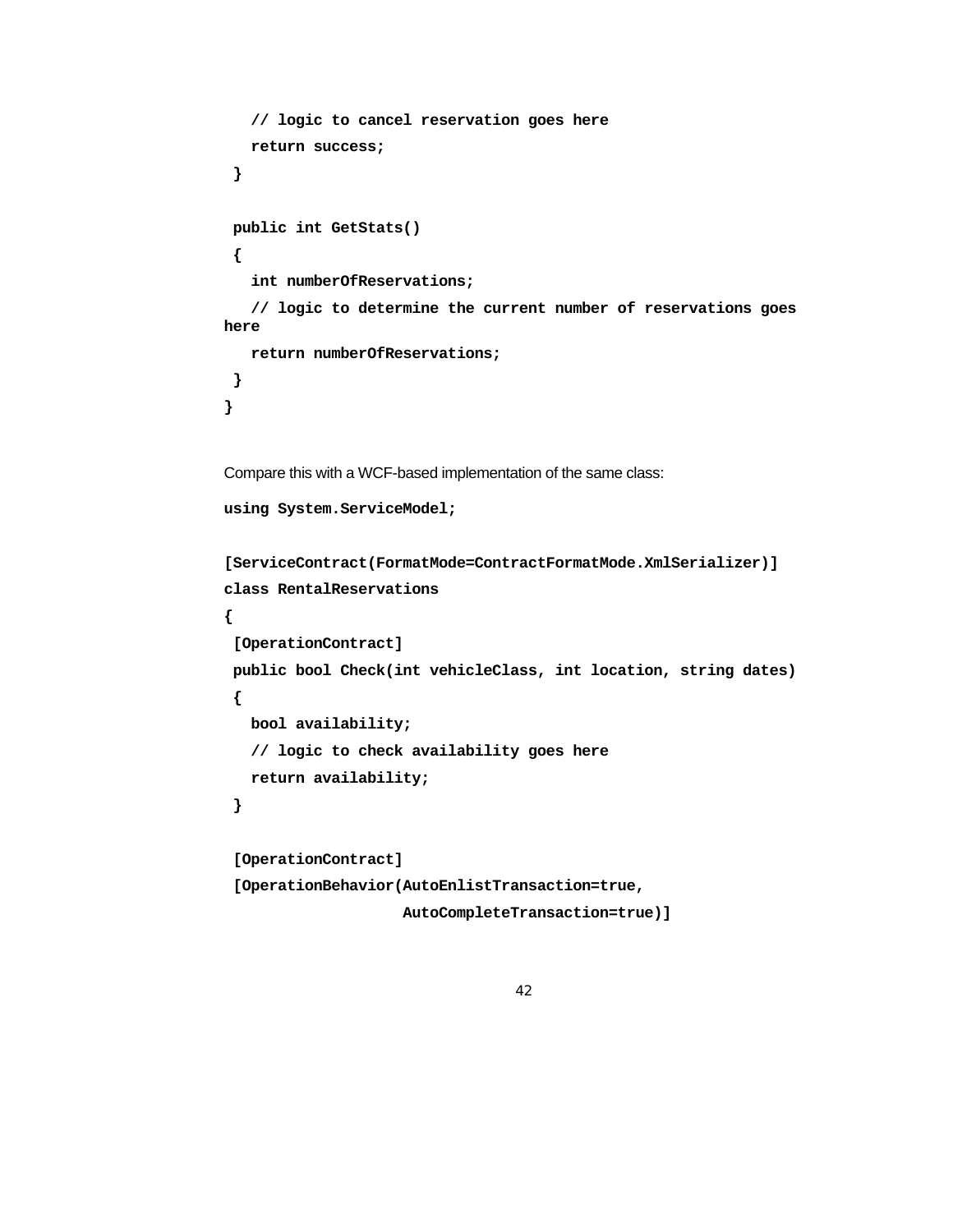```
    // logic to cancel reservation goes here
    return success;
  }

  public int GetStats()
  {
    int numberOfReservations;
    // logic to determine the current number of reservations goes
here
    return numberOfReservations;
  }
}
```

Compare this with a WCF-based implementation of the same class:

```
using System.ServiceModel;

[ServiceContract(FormatMode=ContractFormatMode.XmlSerializer)]
class RentalReservations
{
  [OperationContract]
  public bool Check(int vehicleClass, int location, string dates)
  {
    bool availability;
    // logic to check availability goes here
    return availability;
  }

  [OperationContract]
  [OperationBehavior(AutoEnlistTransaction=true,
                     AutoCompleteTransaction=true)]
```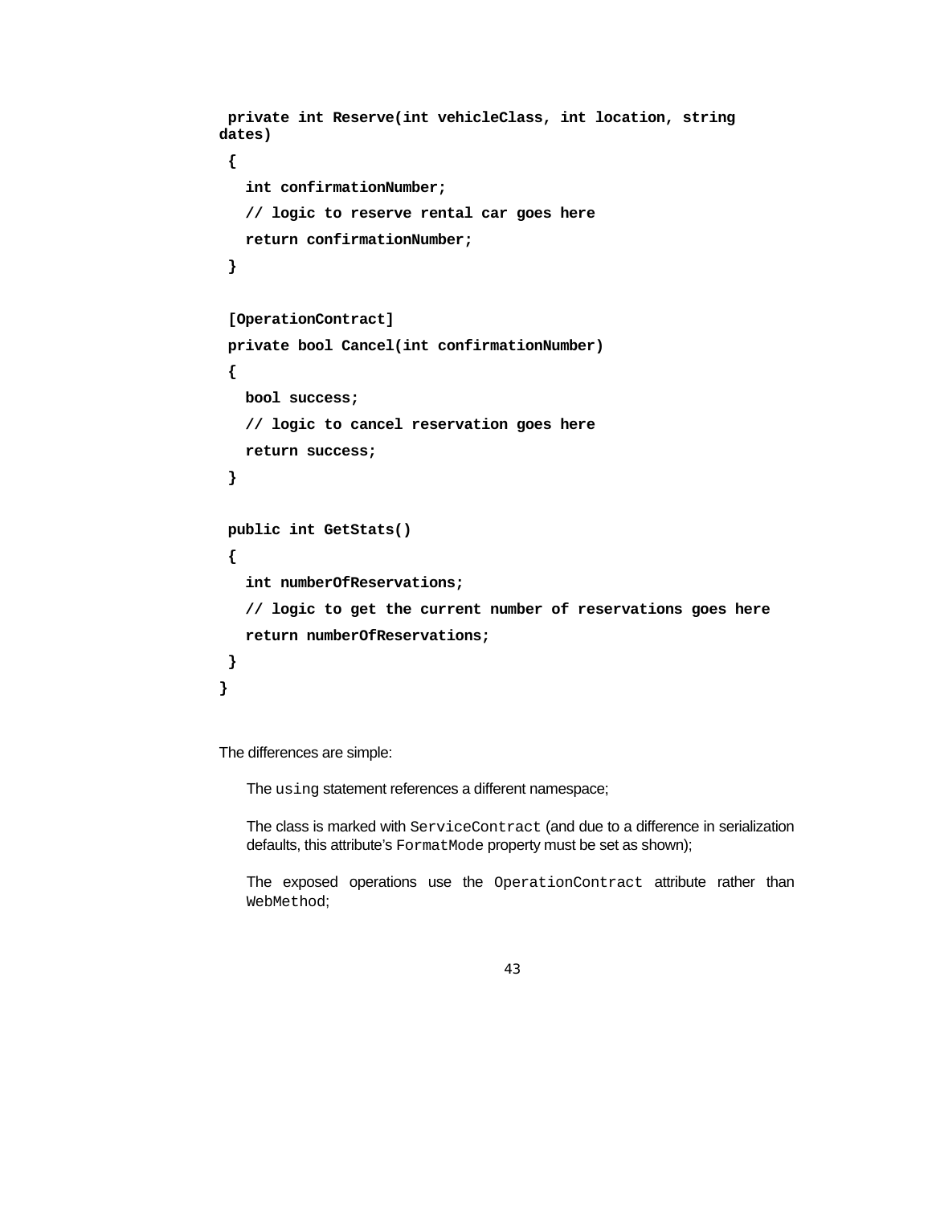```
 private int Reserve(int vehicleClass, int location, string
dates)
 {
   int confirmationNumber;
   // logic to reserve rental car goes here
   return confirmationNumber;
 }

 [OperationContract]
 private bool Cancel(int confirmationNumber)
 {
   bool success;
   // logic to cancel reservation goes here
   return success;
 }

 public int GetStats()
 {
   int numberOfReservations;
   // logic to get the current number of reservations goes here
   return numberOfReservations;
 }
}
```

The differences are simple:

- The `using` statement references a different namespace;
- The class is marked with `ServiceContract` (and due to a difference in serialization defaults, this attribute's `FormatMode` property must be set as shown);
- The exposed operations use the `OperationContract` attribute rather than `WebMethod`;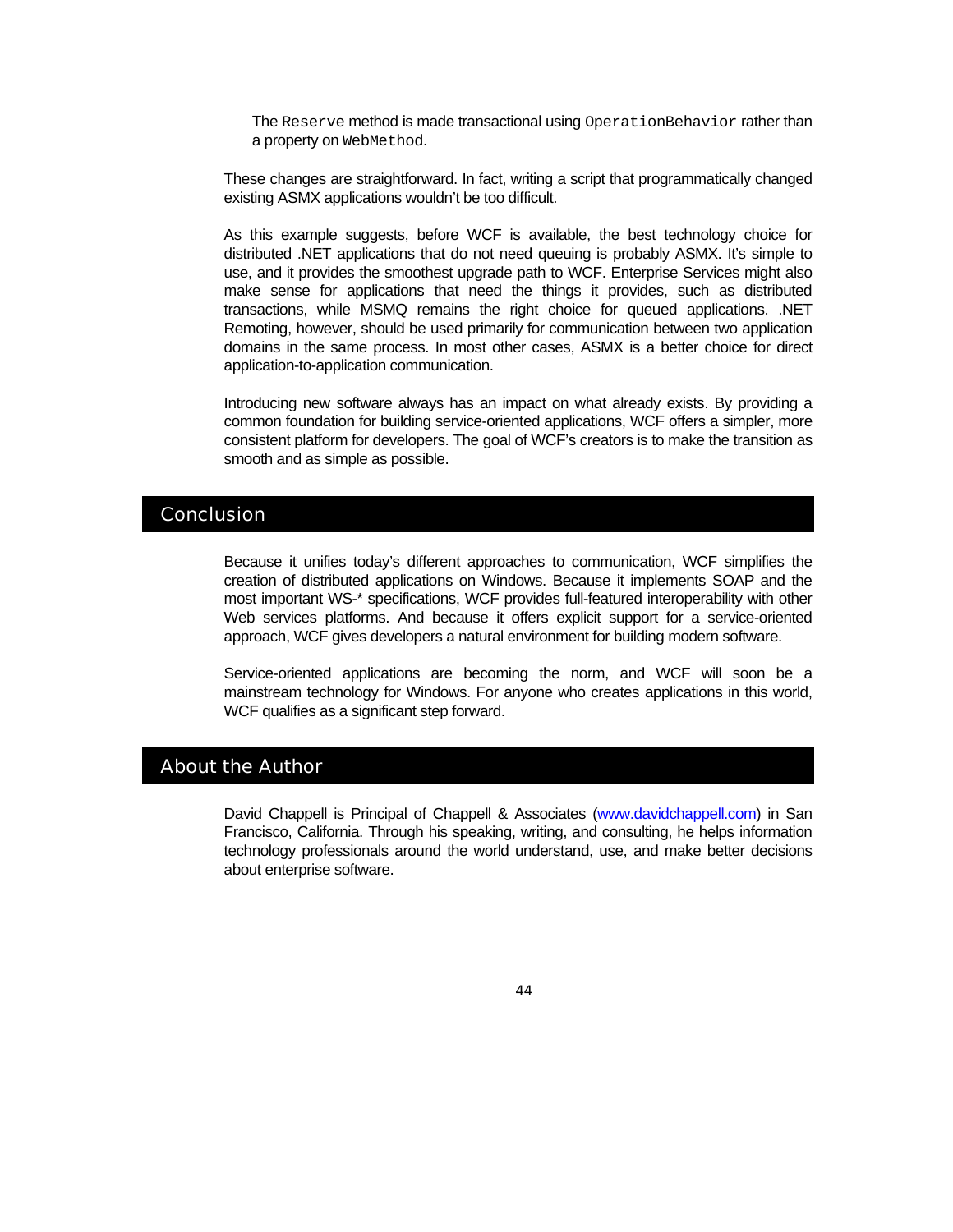The `Reserve` method is made transactional using `OperationBehavior` rather than a property on `WebMethod`.

These changes are straightforward. In fact, writing a script that programmatically changed existing ASMX applications wouldn't be too difficult.

As this example suggests, before WCF is available, the best technology choice for distributed .NET applications that do not need queuing is probably ASMX. It's simple to use, and it provides the smoothest upgrade path to WCF. Enterprise Services might also make sense for applications that need the things it provides, such as distributed transactions, while MSMQ remains the right choice for queued applications. .NET Remoting, however, should be used primarily for communication between two application domains in the same process. In most other cases, ASMX is a better choice for direct application-to-application communication.

Introducing new software always has an impact on what already exists. By providing a common foundation for building service-oriented applications, WCF offers a simpler, more consistent platform for developers. The goal of WCF's creators is to make the transition as smooth and as simple as possible.

## Conclusion

Because it unifies today's different approaches to communication, WCF simplifies the creation of distributed applications on Windows. Because it implements SOAP and the most important WS-* specifications, WCF provides full-featured interoperability with other Web services platforms. And because it offers explicit support for a service-oriented approach, WCF gives developers a natural environment for building modern software.

Service-oriented applications are becoming the norm, and WCF will soon be a mainstream technology for Windows. For anyone who creates applications in this world, WCF qualifies as a significant step forward.

## About the Author

David Chappell is Principal of Chappell & Associates ([www.davidchappell.com](http://www.davidchappell.com)) in San Francisco, California. Through his speaking, writing, and consulting, he helps information technology professionals around the world understand, use, and make better decisions about enterprise software.